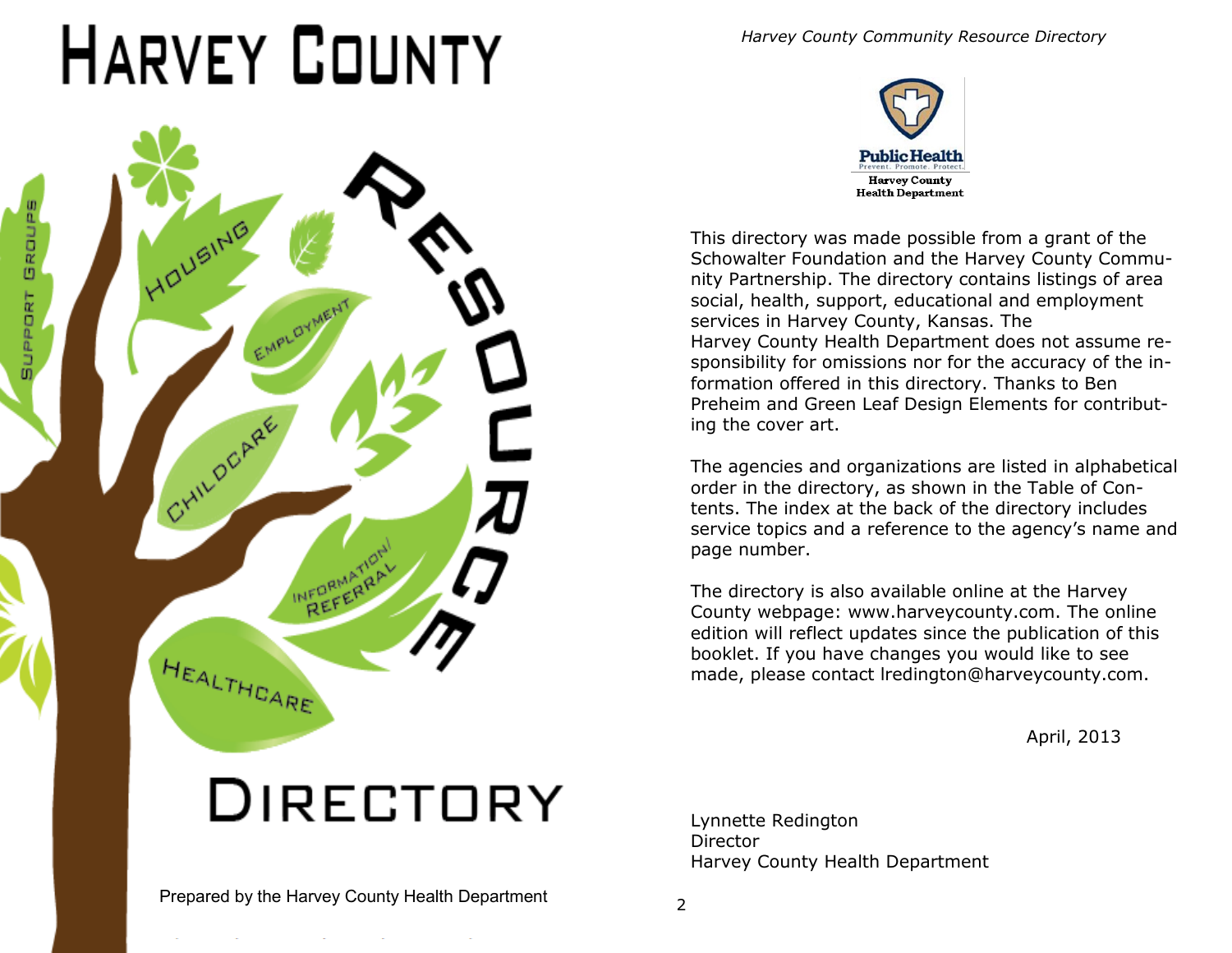# Harvey County Resource Directory

Housing

Employment

Childcare

Support Groups

Information/Referral

Healthcare

Prepared by the Harvey County Health Department

*Harvey County Community Resource Directory*

Public Health
Prevent. Promote. Protect.
Harvey County
Health Department

This directory was made possible from a grant of the Schowalter Foundation and the Harvey County Community Partnership. The directory contains listings of area social, health, support, educational and employment services in Harvey County, Kansas. The Harvey County Health Department does not assume responsibility for omissions nor for the accuracy of the information offered in this directory. Thanks to Ben Preheim and Green Leaf Design Elements for contributing the cover art.

The agencies and organizations are listed in alphabetical order in the directory, as shown in the Table of Contents. The index at the back of the directory includes service topics and a reference to the agency's name and page number.

The directory is also available online at the Harvey County webpage: www.harveycounty.com. The online edition will reflect updates since the publication of this booklet. If you have changes you would like to see made, please contact lredington@harveycounty.com.

April, 2013

Lynnette Redington
Director
Harvey County Health Department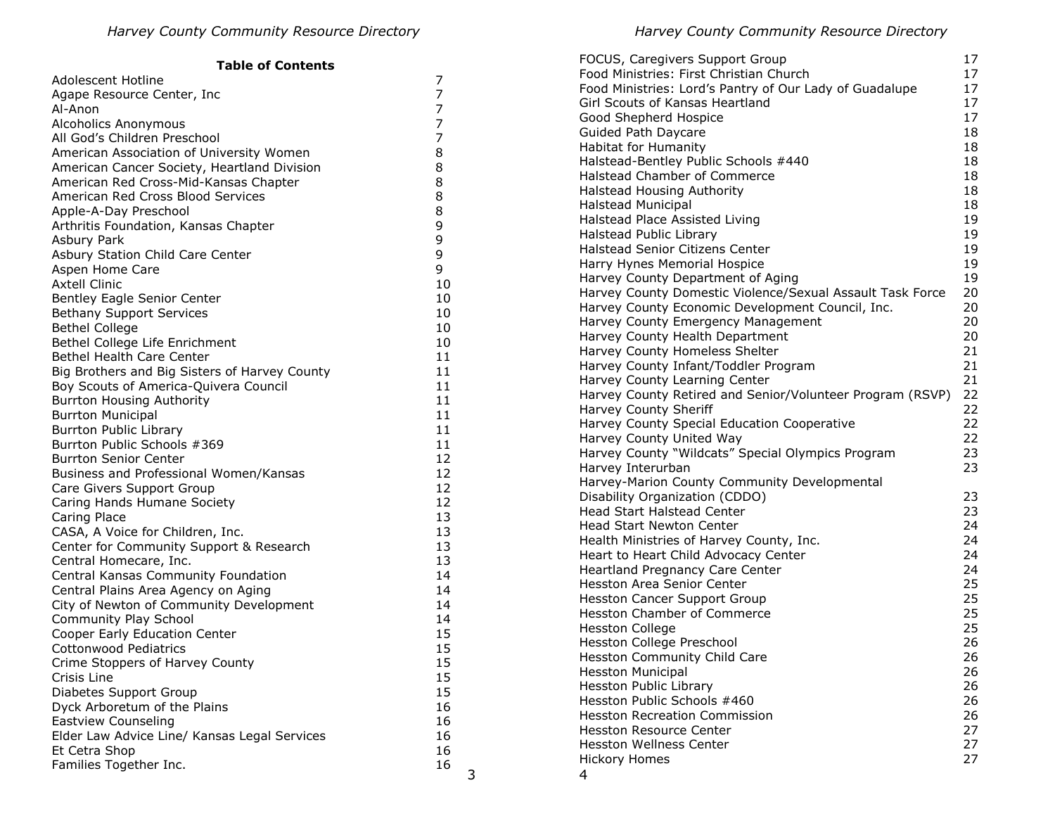**Table of Contents**

| Entry | Page |
|---|---|
| Adolescent Hotline | 7 |
| Agape Resource Center, Inc | 7 |
| Al-Anon | 7 |
| Alcoholics Anonymous | 7 |
| All God's Children Preschool | 7 |
| American Association of University Women | 8 |
| American Cancer Society, Heartland Division | 8 |
| American Red Cross-Mid-Kansas Chapter | 8 |
| American Red Cross Blood Services | 8 |
| Apple-A-Day Preschool | 8 |
| Arthritis Foundation, Kansas Chapter | 9 |
| Asbury Park | 9 |
| Asbury Station Child Care Center | 9 |
| Aspen Home Care | 9 |
| Axtell Clinic | 10 |
| Bentley Eagle Senior Center | 10 |
| Bethany Support Services | 10 |
| Bethel College | 10 |
| Bethel College Life Enrichment | 10 |
| Bethel Health Care Center | 11 |
| Big Brothers and Big Sisters of Harvey County | 11 |
| Boy Scouts of America-Quivera Council | 11 |
| Burrton Housing Authority | 11 |
| Burrton Municipal | 11 |
| Burrton Public Library | 11 |
| Burrton Public Schools #369 | 11 |
| Burrton Senior Center | 12 |
| Business and Professional Women/Kansas | 12 |
| Care Givers Support Group | 12 |
| Caring Hands Humane Society | 12 |
| Caring Place | 13 |
| CASA, A Voice for Children, Inc. | 13 |
| Center for Community Support & Research | 13 |
| Central Homecare, Inc. | 13 |
| Central Kansas Community Foundation | 14 |
| Central Plains Area Agency on Aging | 14 |
| City of Newton of Community Development | 14 |
| Community Play School | 14 |
| Cooper Early Education Center | 15 |
| Cottonwood Pediatrics | 15 |
| Crime Stoppers of Harvey County | 15 |
| Crisis Line | 15 |
| Diabetes Support Group | 15 |
| Dyck Arboretum of the Plains | 16 |
| Eastview Counseling | 16 |
| Elder Law Advice Line/ Kansas Legal Services | 16 |
| Et Cetra Shop | 16 |
| Families Together Inc. | 16 |
| FOCUS, Caregivers Support Group | 17 |
| Food Ministries: First Christian Church | 17 |
| Food Ministries: Lord's Pantry of Our Lady of Guadalupe | 17 |
| Girl Scouts of Kansas Heartland | 17 |
| Good Shepherd Hospice | 17 |
| Guided Path Daycare | 18 |
| Habitat for Humanity | 18 |
| Halstead-Bentley Public Schools #440 | 18 |
| Halstead Chamber of Commerce | 18 |
| Halstead Housing Authority | 18 |
| Halstead Municipal | 18 |
| Halstead Place Assisted Living | 19 |
| Halstead Public Library | 19 |
| Halstead Senior Citizens Center | 19 |
| Harry Hynes Memorial Hospice | 19 |
| Harvey County Department of Aging | 19 |
| Harvey County Domestic Violence/Sexual Assault Task Force | 20 |
| Harvey County Economic Development Council, Inc. | 20 |
| Harvey County Emergency Management | 20 |
| Harvey County Health Department | 20 |
| Harvey County Homeless Shelter | 21 |
| Harvey County Infant/Toddler Program | 21 |
| Harvey County Learning Center | 21 |
| Harvey County Retired and Senior/Volunteer Program (RSVP) | 22 |
| Harvey County Sheriff | 22 |
| Harvey County Special Education Cooperative | 22 |
| Harvey County United Way | 22 |
| Harvey County "Wildcats" Special Olympics Program | 23 |
| Harvey Interurban | 23 |
| Harvey-Marion County Community Developmental Disability Organization (CDDO) | 23 |
| Head Start Halstead Center | 23 |
| Head Start Newton Center | 24 |
| Health Ministries of Harvey County, Inc. | 24 |
| Heart to Heart Child Advocacy Center | 24 |
| Heartland Pregnancy Care Center | 24 |
| Hesston Area Senior Center | 25 |
| Hesston Cancer Support Group | 25 |
| Hesston Chamber of Commerce | 25 |
| Hesston College | 25 |
| Hesston College Preschool | 26 |
| Hesston Community Child Care | 26 |
| Hesston Municipal | 26 |
| Hesston Public Library | 26 |
| Hesston Public Schools #460 | 26 |
| Hesston Recreation Commission | 26 |
| Hesston Resource Center | 27 |
| Hesston Wellness Center | 27 |
| Hickory Homes | 27 |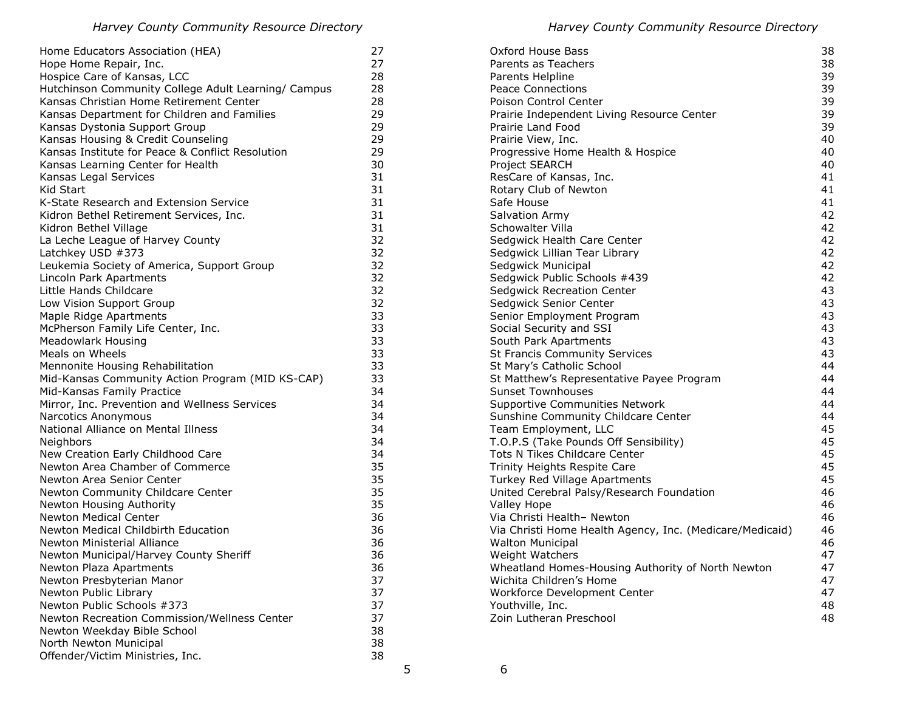| Entry | Page |
| --- | --- |
| Home Educators Association (HEA) | 27 |
| Hope Home Repair, Inc. | 27 |
| Hospice Care of Kansas, LCC | 28 |
| Hutchinson Community College Adult Learning/ Campus | 28 |
| Kansas Christian Home Retirement Center | 28 |
| Kansas Department for Children and Families | 29 |
| Kansas Dystonia Support Group | 29 |
| Kansas Housing & Credit Counseling | 29 |
| Kansas Institute for Peace & Conflict Resolution | 29 |
| Kansas Learning Center for Health | 30 |
| Kansas Legal Services | 31 |
| Kid Start | 31 |
| K-State Research and Extension Service | 31 |
| Kidron Bethel Retirement Services, Inc. | 31 |
| Kidron Bethel Village | 31 |
| La Leche League of Harvey County | 32 |
| Latchkey USD #373 | 32 |
| Leukemia Society of America, Support Group | 32 |
| Lincoln Park Apartments | 32 |
| Little Hands Childcare | 32 |
| Low Vision Support Group | 32 |
| Maple Ridge Apartments | 33 |
| McPherson Family Life Center, Inc. | 33 |
| Meadowlark Housing | 33 |
| Meals on Wheels | 33 |
| Mennonite Housing Rehabilitation | 33 |
| Mid-Kansas Community Action Program (MID KS-CAP) | 33 |
| Mid-Kansas Family Practice | 34 |
| Mirror, Inc. Prevention and Wellness Services | 34 |
| Narcotics Anonymous | 34 |
| National Alliance on Mental Illness | 34 |
| Neighbors | 34 |
| New Creation Early Childhood Care | 34 |
| Newton Area Chamber of Commerce | 35 |
| Newton Area Senior Center | 35 |
| Newton Community Childcare Center | 35 |
| Newton Housing Authority | 35 |
| Newton Medical Center | 36 |
| Newton Medical Childbirth Education | 36 |
| Newton Ministerial Alliance | 36 |
| Newton Municipal/Harvey County Sheriff | 36 |
| Newton Plaza Apartments | 36 |
| Newton Presbyterian Manor | 37 |
| Newton Public Library | 37 |
| Newton Public Schools #373 | 37 |
| Newton Recreation Commission/Wellness Center | 37 |
| Newton Weekday Bible School | 38 |
| North Newton Municipal | 38 |
| Offender/Victim Ministries, Inc. | 38 |
| Oxford House Bass | 38 |
| Parents as Teachers | 38 |
| Parents Helpline | 39 |
| Peace Connections | 39 |
| Poison Control Center | 39 |
| Prairie Independent Living Resource Center | 39 |
| Prairie Land Food | 39 |
| Prairie View, Inc. | 40 |
| Progressive Home Health & Hospice | 40 |
| Project SEARCH | 40 |
| ResCare of Kansas, Inc. | 41 |
| Rotary Club of Newton | 41 |
| Safe House | 41 |
| Salvation Army | 42 |
| Schowalter Villa | 42 |
| Sedgwick Health Care Center | 42 |
| Sedgwick Lillian Tear Library | 42 |
| Sedgwick Municipal | 42 |
| Sedgwick Public Schools #439 | 42 |
| Sedgwick Recreation Center | 43 |
| Sedgwick Senior Center | 43 |
| Senior Employment Program | 43 |
| Social Security and SSI | 43 |
| South Park Apartments | 43 |
| St Francis Community Services | 43 |
| St Mary's Catholic School | 44 |
| St Matthew's Representative Payee Program | 44 |
| Sunset Townhouses | 44 |
| Supportive Communities Network | 44 |
| Sunshine Community Childcare Center | 44 |
| Team Employment, LLC | 45 |
| T.O.P.S (Take Pounds Off Sensibility) | 45 |
| Tots N Tikes Childcare Center | 45 |
| Trinity Heights Respite Care | 45 |
| Turkey Red Village Apartments | 45 |
| United Cerebral Palsy/Research Foundation | 46 |
| Valley Hope | 46 |
| Via Christi Health– Newton | 46 |
| Via Christi Home Health Agency, Inc. (Medicare/Medicaid) | 46 |
| Walton Municipal | 46 |
| Weight Watchers | 47 |
| Wheatland Homes-Housing Authority of North Newton | 47 |
| Wichita Children's Home | 47 |
| Workforce Development Center | 47 |
| Youthville, Inc. | 48 |
| Zoin Lutheran Preschool | 48 |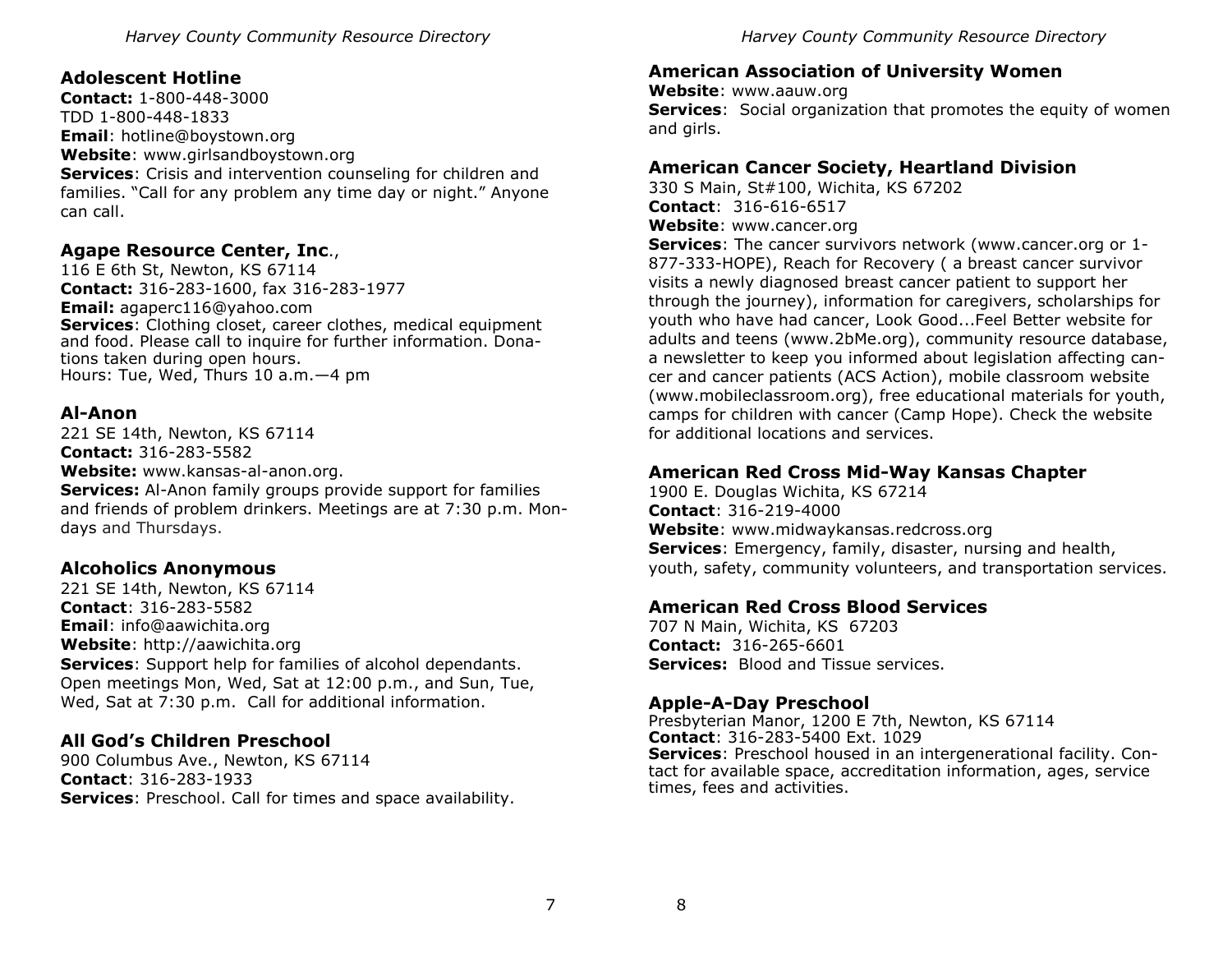### Adolescent Hotline

**Contact:** 1-800-448-3000
TDD 1-800-448-1833
**Email**: hotline@boystown.org
**Website**: www.girlsandboystown.org
**Services**: Crisis and intervention counseling for children and families. "Call for any problem any time day or night." Anyone can call.

### Agape Resource Center, Inc.,

116 E 6th St, Newton, KS 67114
**Contact:** 316-283-1600, fax 316-283-1977
**Email:** agaperc116@yahoo.com
**Services**: Clothing closet, career clothes, medical equipment and food. Please call to inquire for further information. Donations taken during open hours.
Hours: Tue, Wed, Thurs 10 a.m.—4 pm

### Al-Anon

221 SE 14th, Newton, KS 67114
**Contact:** 316-283-5582
**Website:** www.kansas-al-anon.org.
**Services:** Al-Anon family groups provide support for families and friends of problem drinkers. Meetings are at 7:30 p.m. Mondays and Thursdays.

### Alcoholics Anonymous

221 SE 14th, Newton, KS 67114
**Contact**: 316-283-5582
**Email**: info@aawichita.org
**Website**: http://aawichita.org
**Services**: Support help for families of alcohol dependants. Open meetings Mon, Wed, Sat at 12:00 p.m., and Sun, Tue, Wed, Sat at 7:30 p.m. Call for additional information.

### All God's Children Preschool

900 Columbus Ave., Newton, KS 67114
**Contact**: 316-283-1933
**Services**: Preschool. Call for times and space availability.

### American Association of University Women

**Website**: www.aauw.org
**Services**: Social organization that promotes the equity of women and girls.

### American Cancer Society, Heartland Division

330 S Main, St#100, Wichita, KS 67202
**Contact**: 316-616-6517
**Website**: www.cancer.org
**Services**: The cancer survivors network (www.cancer.org or 1-877-333-HOPE), Reach for Recovery ( a breast cancer survivor visits a newly diagnosed breast cancer patient to support her through the journey), information for caregivers, scholarships for youth who have had cancer, Look Good...Feel Better website for adults and teens (www.2bMe.org), community resource database, a newsletter to keep you informed about legislation affecting cancer and cancer patients (ACS Action), mobile classroom website (www.mobileclassroom.org), free educational materials for youth, camps for children with cancer (Camp Hope). Check the website for additional locations and services.

### American Red Cross Mid-Way Kansas Chapter

1900 E. Douglas Wichita, KS 67214
**Contact**: 316-219-4000
**Website**: www.midwaykansas.redcross.org
**Services**: Emergency, family, disaster, nursing and health, youth, safety, community volunteers, and transportation services.

### American Red Cross Blood Services

707 N Main, Wichita, KS 67203
**Contact:** 316-265-6601
**Services:** Blood and Tissue services.

### Apple-A-Day Preschool

Presbyterian Manor, 1200 E 7th, Newton, KS 67114
**Contact**: 316-283-5400 Ext. 1029
**Services**: Preschool housed in an intergenerational facility. Contact for available space, accreditation information, ages, service times, fees and activities.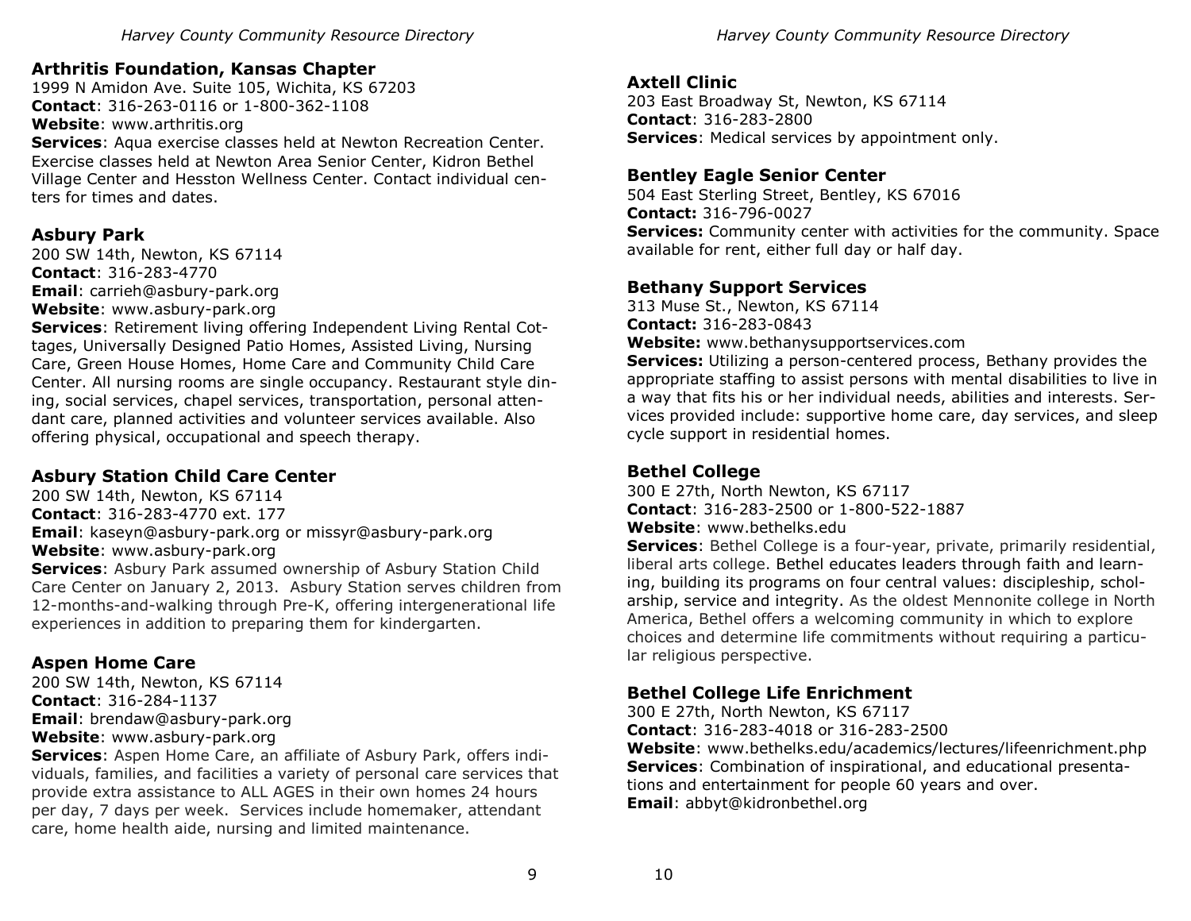## Arthritis Foundation, Kansas Chapter

1999 N Amidon Ave. Suite 105, Wichita, KS 67203
**Contact**: 316-263-0116 or 1-800-362-1108
**Website**: www.arthritis.org
**Services**: Aqua exercise classes held at Newton Recreation Center. Exercise classes held at Newton Area Senior Center, Kidron Bethel Village Center and Hesston Wellness Center. Contact individual centers for times and dates.

## Asbury Park

200 SW 14th, Newton, KS 67114
**Contact**: 316-283-4770
**Email**: carrieh@asbury-park.org
**Website**: www.asbury-park.org
**Services**: Retirement living offering Independent Living Rental Cottages, Universally Designed Patio Homes, Assisted Living, Nursing Care, Green House Homes, Home Care and Community Child Care Center. All nursing rooms are single occupancy. Restaurant style dining, social services, chapel services, transportation, personal attendant care, planned activities and volunteer services available. Also offering physical, occupational and speech therapy.

## Asbury Station Child Care Center

200 SW 14th, Newton, KS 67114
**Contact**: 316-283-4770 ext. 177
**Email**: kaseyn@asbury-park.org or missyr@asbury-park.org
**Website**: www.asbury-park.org
**Services**: Asbury Park assumed ownership of Asbury Station Child Care Center on January 2, 2013. Asbury Station serves children from 12-months-and-walking through Pre-K, offering intergenerational life experiences in addition to preparing them for kindergarten.

## Aspen Home Care

200 SW 14th, Newton, KS 67114
**Contact**: 316-284-1137
**Email**: brendaw@asbury-park.org
**Website**: www.asbury-park.org
**Services**: Aspen Home Care, an affiliate of Asbury Park, offers individuals, families, and facilities a variety of personal care services that provide extra assistance to ALL AGES in their own homes 24 hours per day, 7 days per week. Services include homemaker, attendant care, home health aide, nursing and limited maintenance.

## Axtell Clinic

203 East Broadway St, Newton, KS 67114
**Contact**: 316-283-2800
**Services**: Medical services by appointment only.

## Bentley Eagle Senior Center

504 East Sterling Street, Bentley, KS 67016
**Contact:** 316-796-0027
**Services:** Community center with activities for the community. Space available for rent, either full day or half day.

## Bethany Support Services

313 Muse St., Newton, KS 67114
**Contact:** 316-283-0843
**Website:** www.bethanysupportservices.com
**Services:** Utilizing a person-centered process, Bethany provides the appropriate staffing to assist persons with mental disabilities to live in a way that fits his or her individual needs, abilities and interests. Services provided include: supportive home care, day services, and sleep cycle support in residential homes.

## Bethel College

300 E 27th, North Newton, KS 67117
**Contact**: 316-283-2500 or 1-800-522-1887
**Website**: www.bethelks.edu
**Services**: Bethel College is a four-year, private, primarily residential, liberal arts college. Bethel educates leaders through faith and learning, building its programs on four central values: discipleship, scholarship, service and integrity. As the oldest Mennonite college in North America, Bethel offers a welcoming community in which to explore choices and determine life commitments without requiring a particular religious perspective.

## Bethel College Life Enrichment

300 E 27th, North Newton, KS 67117
**Contact**: 316-283-4018 or 316-283-2500
**Website**: www.bethelks.edu/academics/lectures/lifeenrichment.php
**Services**: Combination of inspirational, and educational presentations and entertainment for people 60 years and over.
**Email**: abbyt@kidronbethel.org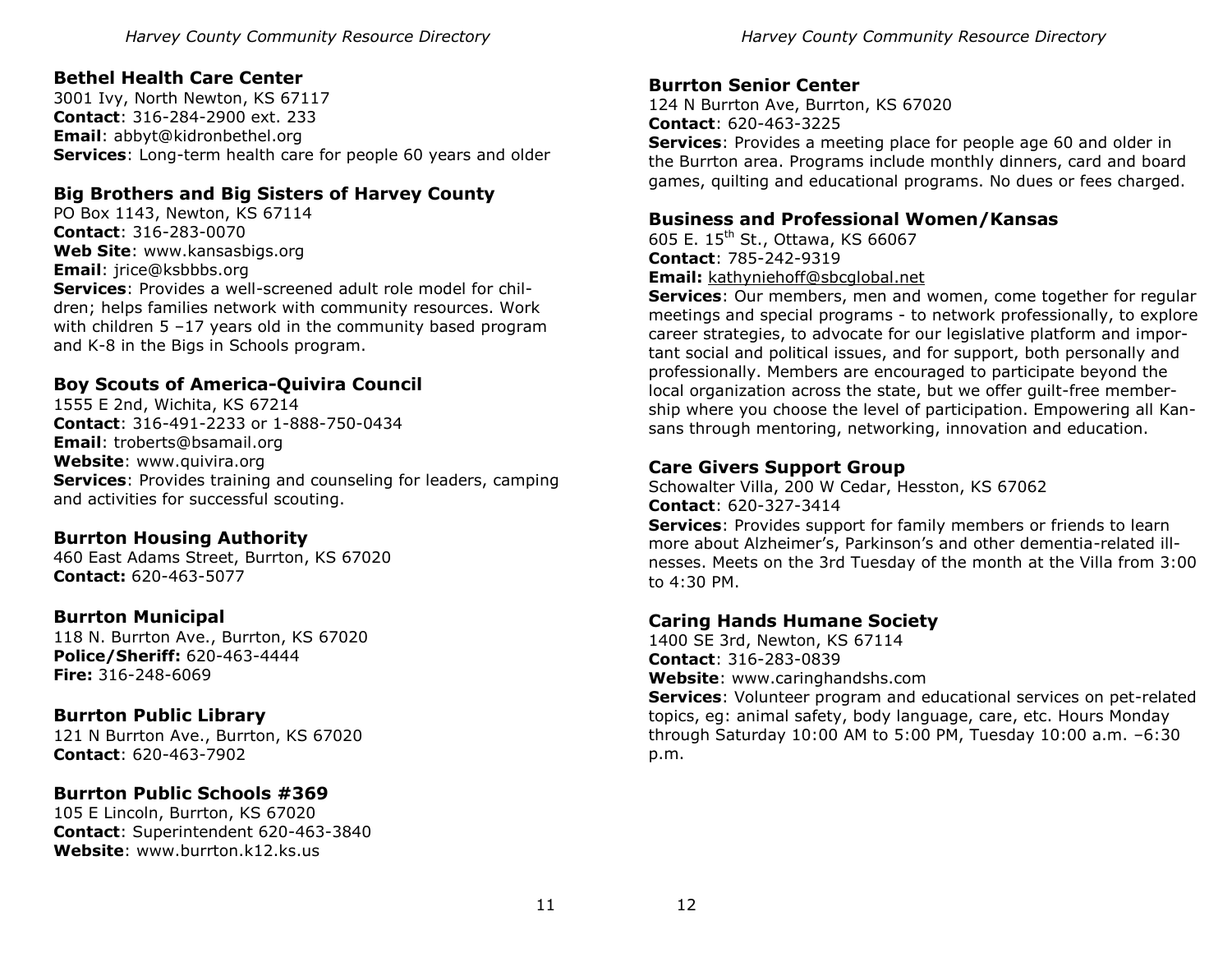### Bethel Health Care Center

3001 Ivy, North Newton, KS 67117
**Contact**: 316-284-2900 ext. 233
**Email**: abbyt@kidronbethel.org
**Services**: Long-term health care for people 60 years and older

### Big Brothers and Big Sisters of Harvey County

PO Box 1143, Newton, KS 67114
**Contact**: 316-283-0070
**Web Site**: www.kansasbigs.org
**Email**: jrice@ksbbbs.org
**Services**: Provides a well-screened adult role model for children; helps families network with community resources. Work with children 5 –17 years old in the community based program and K-8 in the Bigs in Schools program.

### Boy Scouts of America-Quivira Council

1555 E 2nd, Wichita, KS 67214
**Contact**: 316-491-2233 or 1-888-750-0434
**Email**: troberts@bsamail.org
**Website**: www.quivira.org
**Services**: Provides training and counseling for leaders, camping and activities for successful scouting.

### Burrton Housing Authority

460 East Adams Street, Burrton, KS 67020
**Contact:** 620-463-5077

### Burrton Municipal

118 N. Burrton Ave., Burrton, KS 67020
**Police/Sheriff:** 620-463-4444
**Fire:** 316-248-6069

### Burrton Public Library

121 N Burrton Ave., Burrton, KS 67020
**Contact**: 620-463-7902

### Burrton Public Schools #369

105 E Lincoln, Burrton, KS 67020
**Contact**: Superintendent 620-463-3840
**Website**: www.burrton.k12.ks.us

### Burrton Senior Center

124 N Burrton Ave, Burrton, KS 67020
**Contact**: 620-463-3225
**Services**: Provides a meeting place for people age 60 and older in the Burrton area. Programs include monthly dinners, card and board games, quilting and educational programs. No dues or fees charged.

### Business and Professional Women/Kansas

605 E. 15th St., Ottawa, KS 66067
**Contact**: 785-242-9319
**Email:** kathyniehoff@sbcglobal.net
**Services**: Our members, men and women, come together for regular meetings and special programs - to network professionally, to explore career strategies, to advocate for our legislative platform and important social and political issues, and for support, both personally and professionally. Members are encouraged to participate beyond the local organization across the state, but we offer guilt-free membership where you choose the level of participation. Empowering all Kansans through mentoring, networking, innovation and education.

### Care Givers Support Group

Schowalter Villa, 200 W Cedar, Hesston, KS 67062
**Contact**: 620-327-3414
**Services**: Provides support for family members or friends to learn more about Alzheimer's, Parkinson's and other dementia-related illnesses. Meets on the 3rd Tuesday of the month at the Villa from 3:00 to 4:30 PM.

### Caring Hands Humane Society

1400 SE 3rd, Newton, KS 67114
**Contact**: 316-283-0839
**Website**: www.caringhandshs.com
**Services**: Volunteer program and educational services on pet-related topics, eg: animal safety, body language, care, etc. Hours Monday through Saturday 10:00 AM to 5:00 PM, Tuesday 10:00 a.m. –6:30 p.m.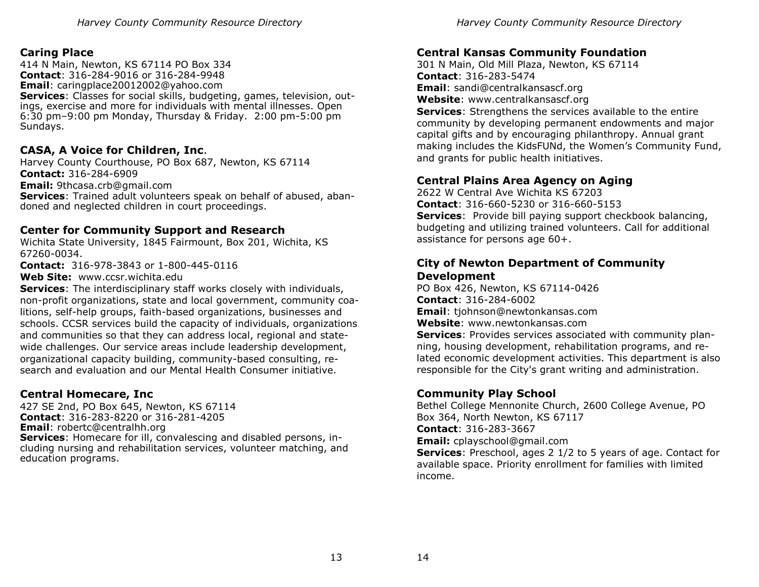## Caring Place

414 N Main, Newton, KS 67114 PO Box 334
**Contact**: 316-284-9016 or 316-284-9948
**Email**: caringplace20012002@yahoo.com
**Services**: Classes for social skills, budgeting, games, television, outings, exercise and more for individuals with mental illnesses. Open 6:30 pm–9:00 pm Monday, Thursday & Friday. 2:00 pm-5:00 pm Sundays.

## CASA, A Voice for Children, Inc.

Harvey County Courthouse, PO Box 687, Newton, KS 67114
**Contact:** 316-284-6909
**Email:** 9thcasa.crb@gmail.com
**Services**: Trained adult volunteers speak on behalf of abused, abandoned and neglected children in court proceedings.

## Center for Community Support and Research

Wichita State University, 1845 Fairmount, Box 201, Wichita, KS 67260-0034.
**Contact:** 316-978-3843 or 1-800-445-0116
**Web Site:** www.ccsr.wichita.edu
**Services**: The interdisciplinary staff works closely with individuals, non-profit organizations, state and local government, community coalitions, self-help groups, faith-based organizations, businesses and schools. CCSR services build the capacity of individuals, organizations and communities so that they can address local, regional and statewide challenges. Our service areas include leadership development, organizational capacity building, community-based consulting, research and evaluation and our Mental Health Consumer initiative.

## Central Homecare, Inc

427 SE 2nd, PO Box 645, Newton, KS 67114
**Contact**: 316-283-8220 or 316-281-4205
**Email**: robertc@centralhh.org
**Services**: Homecare for ill, convalescing and disabled persons, including nursing and rehabilitation services, volunteer matching, and education programs.

## Central Kansas Community Foundation

301 N Main, Old Mill Plaza, Newton, KS 67114
**Contact**: 316-283-5474
**Email**: sandi@centralkansascf.org
**Website**: www.centralkansascf.org
**Services**: Strengthens the services available to the entire community by developing permanent endowments and major capital gifts and by encouraging philanthropy. Annual grant making includes the KidsFUNd, the Women's Community Fund, and grants for public health initiatives.

## Central Plains Area Agency on Aging

2622 W Central Ave Wichita KS 67203
**Contact**: 316-660-5230 or 316-660-5153
**Services**: Provide bill paying support checkbook balancing, budgeting and utilizing trained volunteers. Call for additional assistance for persons age 60+.

## City of Newton Department of Community Development

PO Box 426, Newton, KS 67114-0426
**Contact**: 316-284-6002
**Email**: tjohnson@newtonkansas.com
**Website**: www.newtonkansas.com
**Services**: Provides services associated with community planning, housing development, rehabilitation programs, and related economic development activities. This department is also responsible for the City's grant writing and administration.

## Community Play School

Bethel College Mennonite Church, 2600 College Avenue, PO Box 364, North Newton, KS 67117
**Contact**: 316-283-3667
**Email:** cplayschool@gmail.com
**Services**: Preschool, ages 2 1/2 to 5 years of age. Contact for available space. Priority enrollment for families with limited income.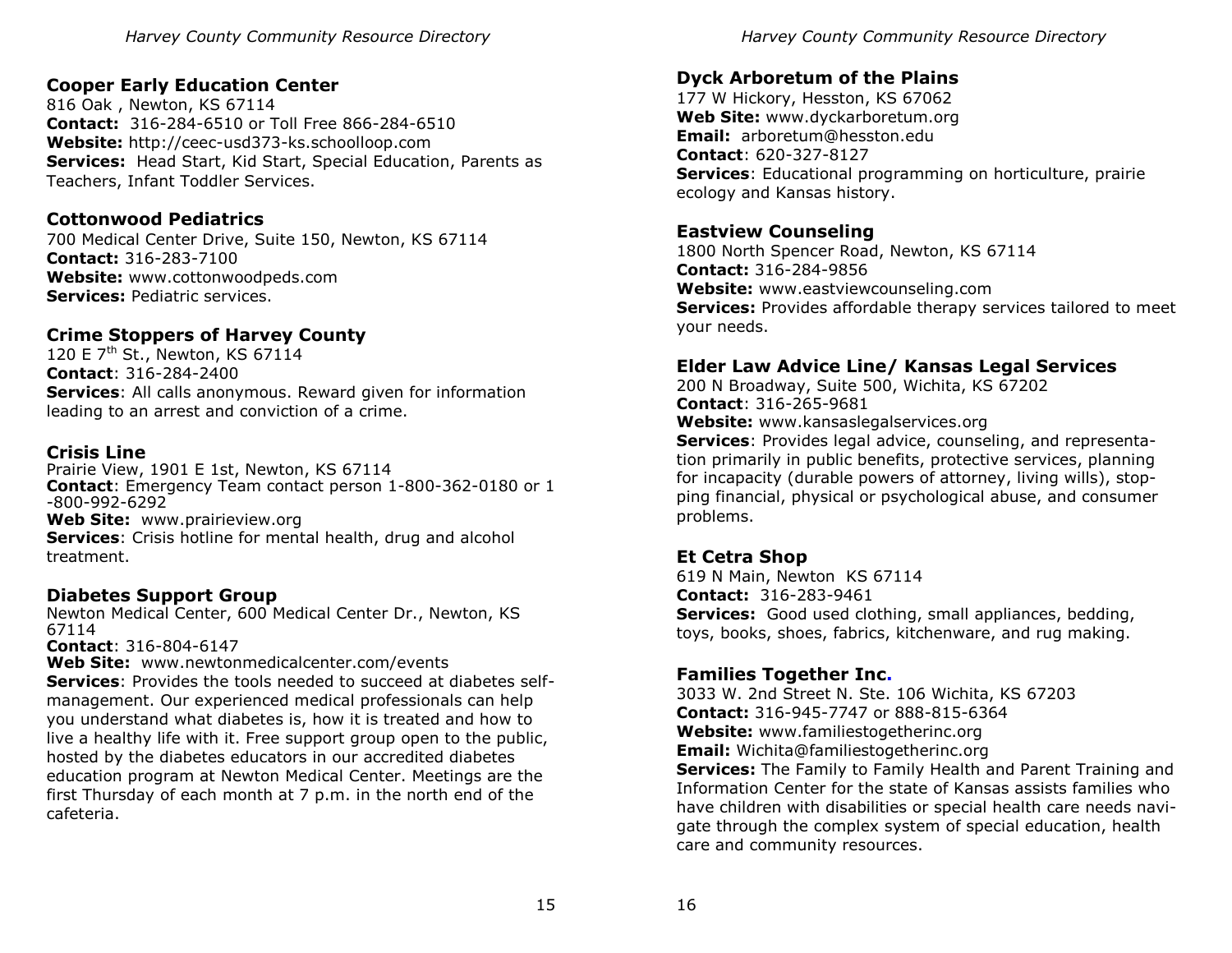### Cooper Early Education Center

816 Oak , Newton, KS 67114
**Contact:** 316-284-6510 or Toll Free 866-284-6510
**Website:** http://ceec-usd373-ks.schoolloop.com
**Services:** Head Start, Kid Start, Special Education, Parents as Teachers, Infant Toddler Services.

### Cottonwood Pediatrics

700 Medical Center Drive, Suite 150, Newton, KS 67114
**Contact:** 316-283-7100
**Website:** www.cottonwoodpeds.com
**Services:** Pediatric services.

### Crime Stoppers of Harvey County

120 E 7th St., Newton, KS 67114
**Contact**: 316-284-2400
**Services**: All calls anonymous. Reward given for information leading to an arrest and conviction of a crime.

### Crisis Line

Prairie View, 1901 E 1st, Newton, KS 67114
**Contact**: Emergency Team contact person 1-800-362-0180 or 1-800-992-6292
**Web Site:** www.prairieview.org
**Services**: Crisis hotline for mental health, drug and alcohol treatment.

### Diabetes Support Group

Newton Medical Center, 600 Medical Center Dr., Newton, KS 67114
**Contact**: 316-804-6147
**Web Site:** www.newtonmedicalcenter.com/events
**Services**: Provides the tools needed to succeed at diabetes self-management. Our experienced medical professionals can help you understand what diabetes is, how it is treated and how to live a healthy life with it. Free support group open to the public, hosted by the diabetes educators in our accredited diabetes education program at Newton Medical Center. Meetings are the first Thursday of each month at 7 p.m. in the north end of the cafeteria.

### Dyck Arboretum of the Plains

177 W Hickory, Hesston, KS 67062
**Web Site:** www.dyckarboretum.org
**Email:** arboretum@hesston.edu
**Contact**: 620-327-8127
**Services**: Educational programming on horticulture, prairie ecology and Kansas history.

### Eastview Counseling

1800 North Spencer Road, Newton, KS 67114
**Contact:** 316-284-9856
**Website:** www.eastviewcounseling.com
**Services:** Provides affordable therapy services tailored to meet your needs.

### Elder Law Advice Line/ Kansas Legal Services

200 N Broadway, Suite 500, Wichita, KS 67202
**Contact**: 316-265-9681
**Website:** www.kansaslegalservices.org
**Services**: Provides legal advice, counseling, and representation primarily in public benefits, protective services, planning for incapacity (durable powers of attorney, living wills), stopping financial, physical or psychological abuse, and consumer problems.

### Et Cetra Shop

619 N Main, Newton KS 67114
**Contact:** 316-283-9461
**Services:** Good used clothing, small appliances, bedding, toys, books, shoes, fabrics, kitchenware, and rug making.

### Families Together Inc.

3033 W. 2nd Street N. Ste. 106 Wichita, KS 67203
**Contact:** 316-945-7747 or 888-815-6364
**Website:** www.familiestogetherinc.org
**Email:** Wichita@familiestogetherinc.org
**Services:** The Family to Family Health and Parent Training and Information Center for the state of Kansas assists families who have children with disabilities or special health care needs navigate through the complex system of special education, health care and community resources.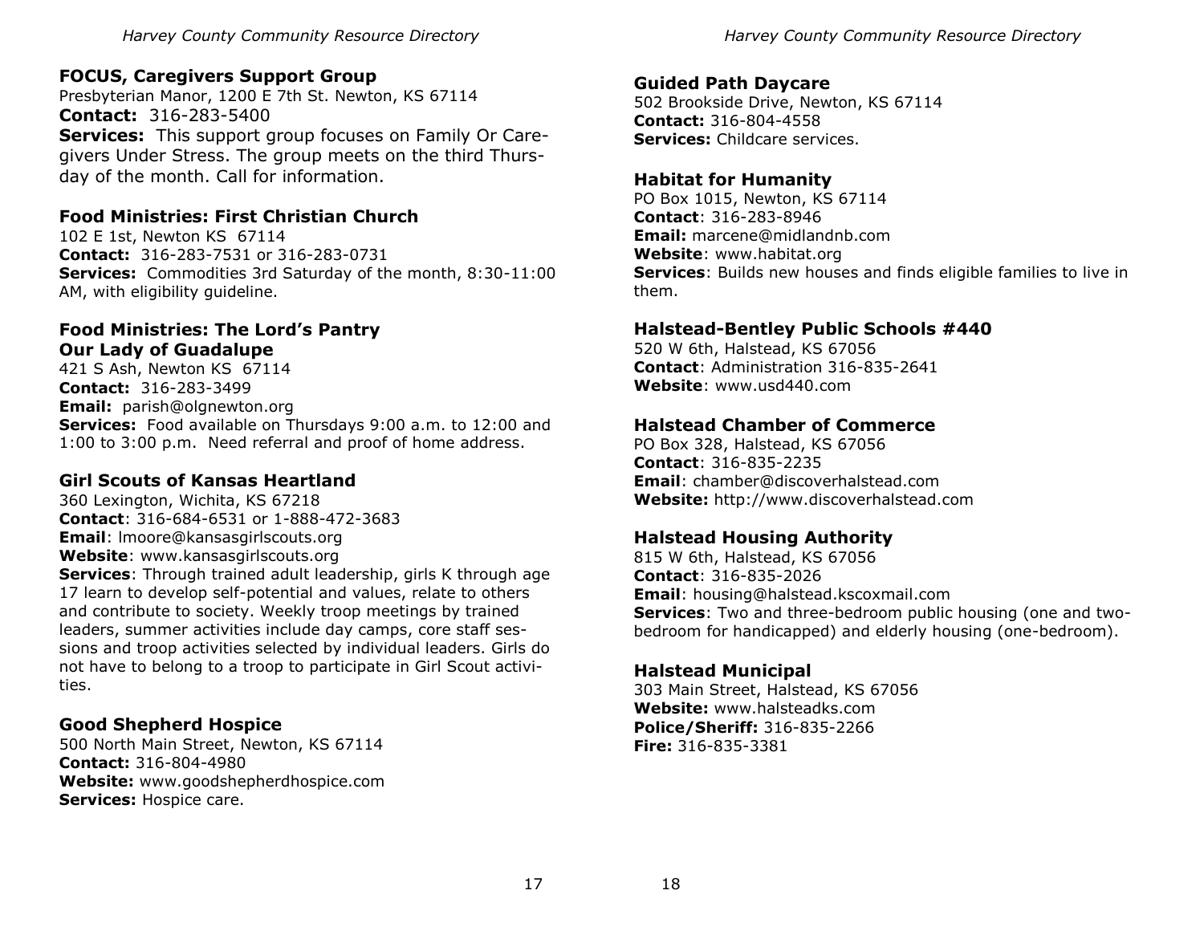### FOCUS, Caregivers Support Group

Presbyterian Manor, 1200 E 7th St. Newton, KS 67114
**Contact:** 316-283-5400
**Services:** This support group focuses on Family Or Caregivers Under Stress. The group meets on the third Thursday of the month. Call for information.

### Food Ministries: First Christian Church

102 E 1st, Newton KS 67114
**Contact:** 316-283-7531 or 316-283-0731
**Services:** Commodities 3rd Saturday of the month, 8:30-11:00 AM, with eligibility guideline.

### Food Ministries: The Lord's Pantry Our Lady of Guadalupe

421 S Ash, Newton KS 67114
**Contact:** 316-283-3499
**Email:** parish@olgnewton.org
**Services:** Food available on Thursdays 9:00 a.m. to 12:00 and 1:00 to 3:00 p.m. Need referral and proof of home address.

### Girl Scouts of Kansas Heartland

360 Lexington, Wichita, KS 67218
**Contact**: 316-684-6531 or 1-888-472-3683
**Email**: lmoore@kansasgirlscouts.org
**Website**: www.kansasgirlscouts.org
**Services**: Through trained adult leadership, girls K through age 17 learn to develop self-potential and values, relate to others and contribute to society. Weekly troop meetings by trained leaders, summer activities include day camps, core staff sessions and troop activities selected by individual leaders. Girls do not have to belong to a troop to participate in Girl Scout activities.

### Good Shepherd Hospice

500 North Main Street, Newton, KS 67114
**Contact:** 316-804-4980
**Website:** www.goodshepherdhospice.com
**Services:** Hospice care.

### Guided Path Daycare

502 Brookside Drive, Newton, KS 67114
**Contact:** 316-804-4558
**Services:** Childcare services.

### Habitat for Humanity

PO Box 1015, Newton, KS 67114
**Contact**: 316-283-8946
**Email:** marcene@midlandnb.com
**Website**: www.habitat.org
**Services**: Builds new houses and finds eligible families to live in them.

### Halstead-Bentley Public Schools #440

520 W 6th, Halstead, KS 67056
**Contact**: Administration 316-835-2641
**Website**: www.usd440.com

### Halstead Chamber of Commerce

PO Box 328, Halstead, KS 67056
**Contact**: 316-835-2235
**Email**: chamber@discoverhalstead.com
**Website:** http://www.discoverhalstead.com

### Halstead Housing Authority

815 W 6th, Halstead, KS 67056
**Contact**: 316-835-2026
**Email**: housing@halstead.kscoxmail.com
**Services**: Two and three-bedroom public housing (one and two-bedroom for handicapped) and elderly housing (one-bedroom).

### Halstead Municipal

303 Main Street, Halstead, KS 67056
**Website:** www.halsteadks.com
**Police/Sheriff:** 316-835-2266
**Fire:** 316-835-3381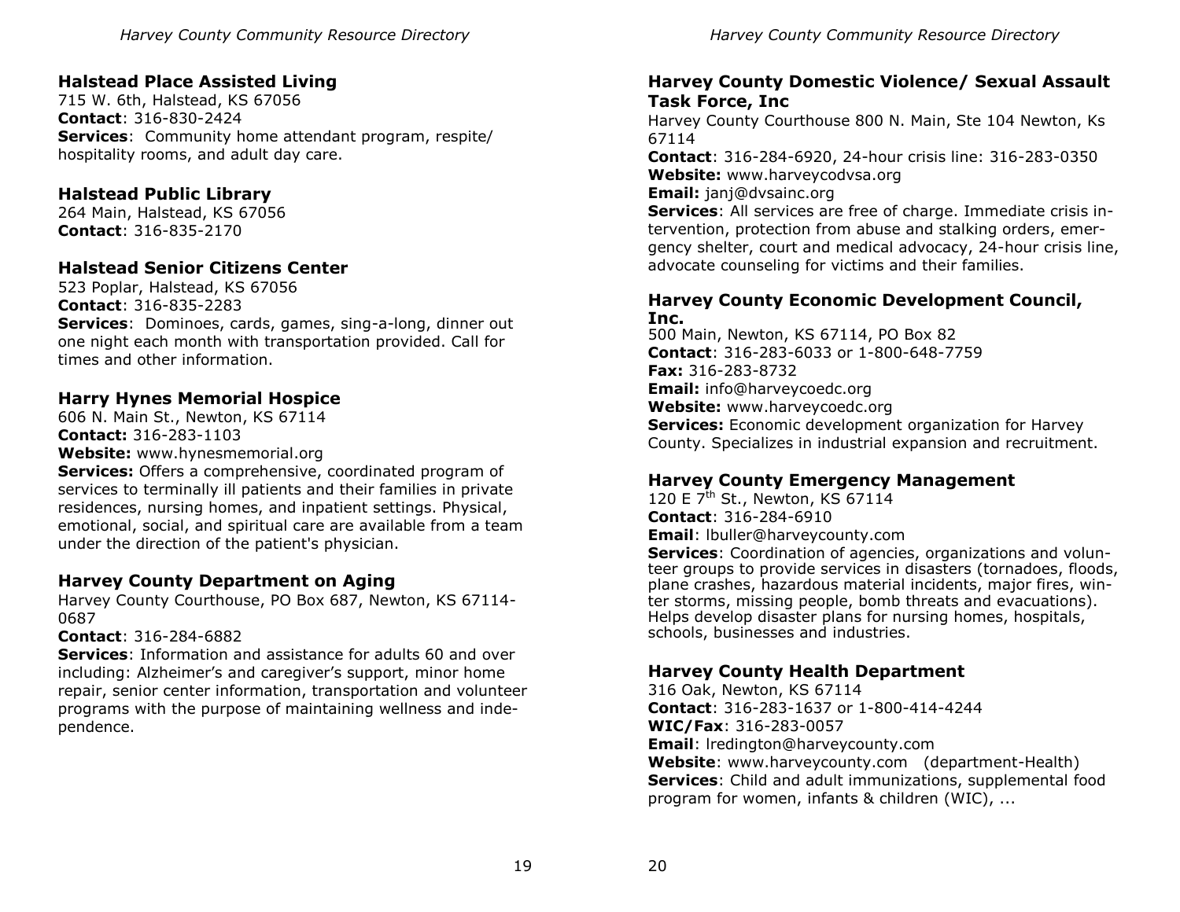## Halstead Place Assisted Living

715 W. 6th, Halstead, KS 67056
**Contact**: 316-830-2424
**Services**: Community home attendant program, respite/ hospitality rooms, and adult day care.

## Halstead Public Library

264 Main, Halstead, KS 67056
**Contact**: 316-835-2170

## Halstead Senior Citizens Center

523 Poplar, Halstead, KS 67056
**Contact**: 316-835-2283
**Services**: Dominoes, cards, games, sing-a-long, dinner out one night each month with transportation provided. Call for times and other information.

## Harry Hynes Memorial Hospice

606 N. Main St., Newton, KS 67114
**Contact:** 316-283-1103
**Website:** www.hynesmemorial.org
**Services:** Offers a comprehensive, coordinated program of services to terminally ill patients and their families in private residences, nursing homes, and inpatient settings. Physical, emotional, social, and spiritual care are available from a team under the direction of the patient's physician.

## Harvey County Department on Aging

Harvey County Courthouse, PO Box 687, Newton, KS 67114-0687
**Contact**: 316-284-6882
**Services**: Information and assistance for adults 60 and over including: Alzheimer's and caregiver's support, minor home repair, senior center information, transportation and volunteer programs with the purpose of maintaining wellness and independence.

## Harvey County Domestic Violence/ Sexual Assault Task Force, Inc

Harvey County Courthouse 800 N. Main, Ste 104 Newton, Ks 67114
**Contact**: 316-284-6920, 24-hour crisis line: 316-283-0350
**Website:** www.harveycodvsa.org
**Email:** janj@dvsainc.org
**Services**: All services are free of charge. Immediate crisis intervention, protection from abuse and stalking orders, emergency shelter, court and medical advocacy, 24-hour crisis line, advocate counseling for victims and their families.

## Harvey County Economic Development Council, Inc.

500 Main, Newton, KS 67114, PO Box 82
**Contact**: 316-283-6033 or 1-800-648-7759
**Fax:** 316-283-8732
**Email:** info@harveycoedc.org
**Website:** www.harveycoedc.org
**Services:** Economic development organization for Harvey County. Specializes in industrial expansion and recruitment.

## Harvey County Emergency Management

120 E 7th St., Newton, KS 67114
**Contact**: 316-284-6910
**Email**: lbuller@harveycounty.com
**Services**: Coordination of agencies, organizations and volunteer groups to provide services in disasters (tornadoes, floods, plane crashes, hazardous material incidents, major fires, winter storms, missing people, bomb threats and evacuations). Helps develop disaster plans for nursing homes, hospitals, schools, businesses and industries.

## Harvey County Health Department

316 Oak, Newton, KS 67114
**Contact**: 316-283-1637 or 1-800-414-4244
**WIC/Fax**: 316-283-0057
**Email**: lredington@harveycounty.com
**Website**: www.harveycounty.com (department-Health)
**Services**: Child and adult immunizations, supplemental food program for women, infants & children (WIC), ...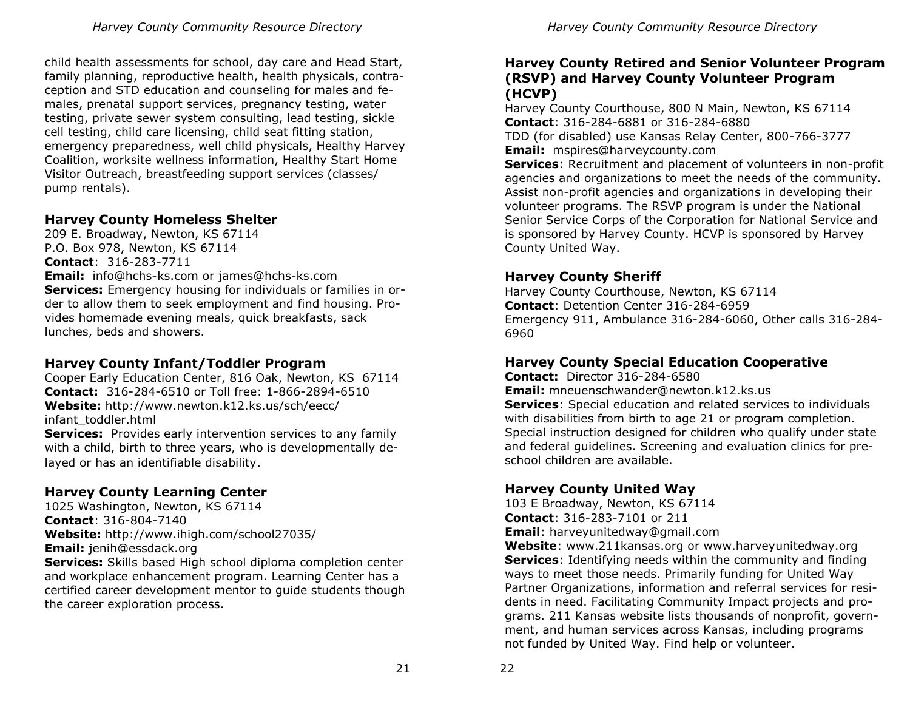child health assessments for school, day care and Head Start, family planning, reproductive health, health physicals, contraception and STD education and counseling for males and females, prenatal support services, pregnancy testing, water testing, private sewer system consulting, lead testing, sickle cell testing, child care licensing, child seat fitting station, emergency preparedness, well child physicals, Healthy Harvey Coalition, worksite wellness information, Healthy Start Home Visitor Outreach, breastfeeding support services (classes/ pump rentals).

### Harvey County Homeless Shelter

209 E. Broadway, Newton, KS 67114
P.O. Box 978, Newton, KS 67114
**Contact**: 316-283-7711
**Email:** info@hchs-ks.com or james@hchs-ks.com
**Services:** Emergency housing for individuals or families in order to allow them to seek employment and find housing. Provides homemade evening meals, quick breakfasts, sack lunches, beds and showers.

### Harvey County Infant/Toddler Program

Cooper Early Education Center, 816 Oak, Newton, KS 67114
**Contact:** 316-284-6510 or Toll free: 1-866-2894-6510
**Website:** http://www.newton.k12.ks.us/sch/eecc/infant_toddler.html
**Services:** Provides early intervention services to any family with a child, birth to three years, who is developmentally delayed or has an identifiable disability.

### Harvey County Learning Center

1025 Washington, Newton, KS 67114
**Contact**: 316-804-7140
**Website:** http://www.ihigh.com/school27035/
**Email:** jenih@essdack.org
**Services:** Skills based High school diploma completion center and workplace enhancement program. Learning Center has a certified career development mentor to guide students though the career exploration process.

### Harvey County Retired and Senior Volunteer Program (RSVP) and Harvey County Volunteer Program (HCVP)

Harvey County Courthouse, 800 N Main, Newton, KS 67114
**Contact**: 316-284-6881 or 316-284-6880
TDD (for disabled) use Kansas Relay Center, 800-766-3777
**Email:** mspires@harveycounty.com
**Services**: Recruitment and placement of volunteers in non-profit agencies and organizations to meet the needs of the community. Assist non-profit agencies and organizations in developing their volunteer programs. The RSVP program is under the National Senior Service Corps of the Corporation for National Service and is sponsored by Harvey County. HCVP is sponsored by Harvey County United Way.

### Harvey County Sheriff

Harvey County Courthouse, Newton, KS 67114
**Contact**: Detention Center 316-284-6959
Emergency 911, Ambulance 316-284-6060, Other calls 316-284-6960

### Harvey County Special Education Cooperative

**Contact:** Director 316-284-6580
**Email:** mneuenschwander@newton.k12.ks.us
**Services**: Special education and related services to individuals with disabilities from birth to age 21 or program completion. Special instruction designed for children who qualify under state and federal guidelines. Screening and evaluation clinics for preschool children are available.

### Harvey County United Way

103 E Broadway, Newton, KS 67114
**Contact**: 316-283-7101 or 211
**Email**: harveyunitedway@gmail.com
**Website**: www.211kansas.org or www.harveyunitedway.org
**Services**: Identifying needs within the community and finding ways to meet those needs. Primarily funding for United Way Partner Organizations, information and referral services for residents in need. Facilitating Community Impact projects and programs. 211 Kansas website lists thousands of nonprofit, government, and human services across Kansas, including programs not funded by United Way. Find help or volunteer.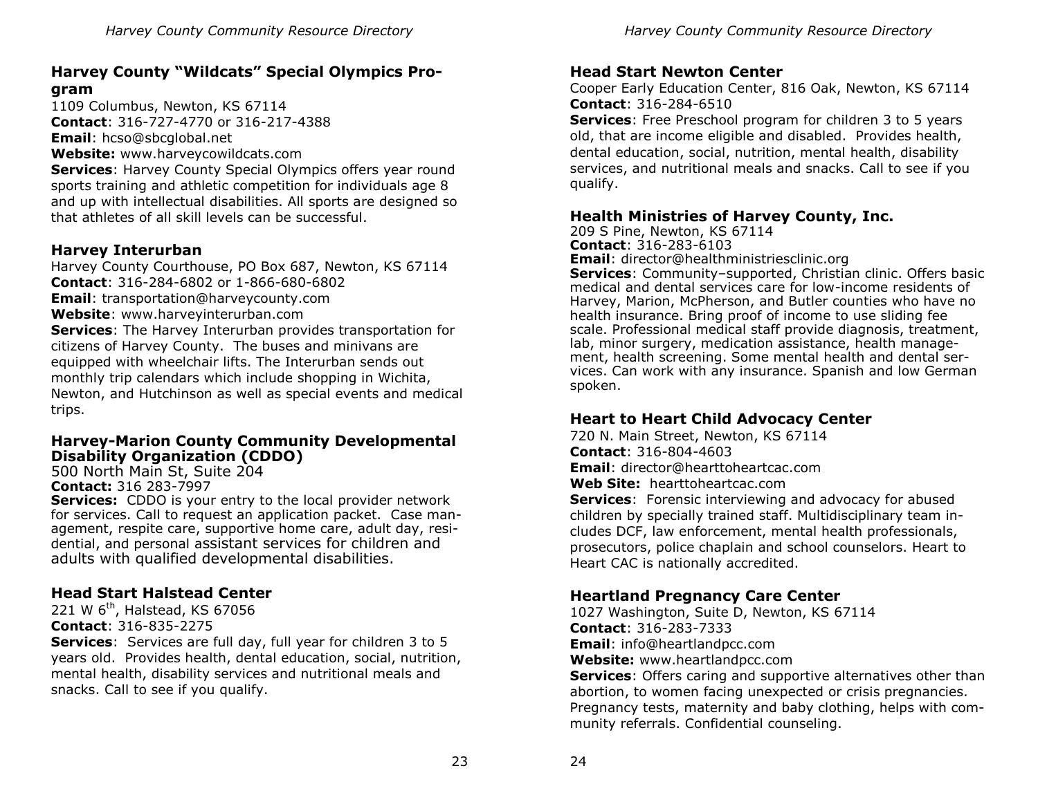## Harvey County "Wildcats" Special Olympics Program

1109 Columbus, Newton, KS 67114
**Contact**: 316-727-4770 or 316-217-4388
**Email**: hcso@sbcglobal.net
**Website:** www.harveycowildcats.com
**Services**: Harvey County Special Olympics offers year round sports training and athletic competition for individuals age 8 and up with intellectual disabilities. All sports are designed so that athletes of all skill levels can be successful.

## Harvey Interurban

Harvey County Courthouse, PO Box 687, Newton, KS 67114
**Contact**: 316-284-6802 or 1-866-680-6802
**Email**: transportation@harveycounty.com
**Website**: www.harveyinterurban.com
**Services**: The Harvey Interurban provides transportation for citizens of Harvey County. The buses and minivans are equipped with wheelchair lifts. The Interurban sends out monthly trip calendars which include shopping in Wichita, Newton, and Hutchinson as well as special events and medical trips.

## Harvey-Marion County Community Developmental Disability Organization (CDDO)

500 North Main St, Suite 204
**Contact:** 316 283-7997
**Services:** CDDO is your entry to the local provider network for services. Call to request an application packet. Case management, respite care, supportive home care, adult day, residential, and personal assistant services for children and adults with qualified developmental disabilities.

## Head Start Halstead Center

221 W 6th, Halstead, KS 67056
**Contact**: 316-835-2275
**Services**: Services are full day, full year for children 3 to 5 years old. Provides health, dental education, social, nutrition, mental health, disability services and nutritional meals and snacks. Call to see if you qualify.

## Head Start Newton Center

Cooper Early Education Center, 816 Oak, Newton, KS 67114
**Contact**: 316-284-6510
**Services**: Free Preschool program for children 3 to 5 years old, that are income eligible and disabled. Provides health, dental education, social, nutrition, mental health, disability services, and nutritional meals and snacks. Call to see if you qualify.

## Health Ministries of Harvey County, Inc.

209 S Pine, Newton, KS 67114
**Contact**: 316-283-6103
**Email**: director@healthministriesclinic.org
**Services**: Community–supported, Christian clinic. Offers basic medical and dental services care for low-income residents of Harvey, Marion, McPherson, and Butler counties who have no health insurance. Bring proof of income to use sliding fee scale. Professional medical staff provide diagnosis, treatment, lab, minor surgery, medication assistance, health management, health screening. Some mental health and dental services. Can work with any insurance. Spanish and low German spoken.

## Heart to Heart Child Advocacy Center

720 N. Main Street, Newton, KS 67114
**Contact**: 316-804-4603
**Email**: director@hearttoheartcac.com
**Web Site:** hearttoheartcac.com
**Services**: Forensic interviewing and advocacy for abused children by specially trained staff. Multidisciplinary team includes DCF, law enforcement, mental health professionals, prosecutors, police chaplain and school counselors. Heart to Heart CAC is nationally accredited.

## Heartland Pregnancy Care Center

1027 Washington, Suite D, Newton, KS 67114
**Contact**: 316-283-7333
**Email**: info@heartlandpcc.com
**Website:** www.heartlandpcc.com
**Services**: Offers caring and supportive alternatives other than abortion, to women facing unexpected or crisis pregnancies. Pregnancy tests, maternity and baby clothing, helps with community referrals. Confidential counseling.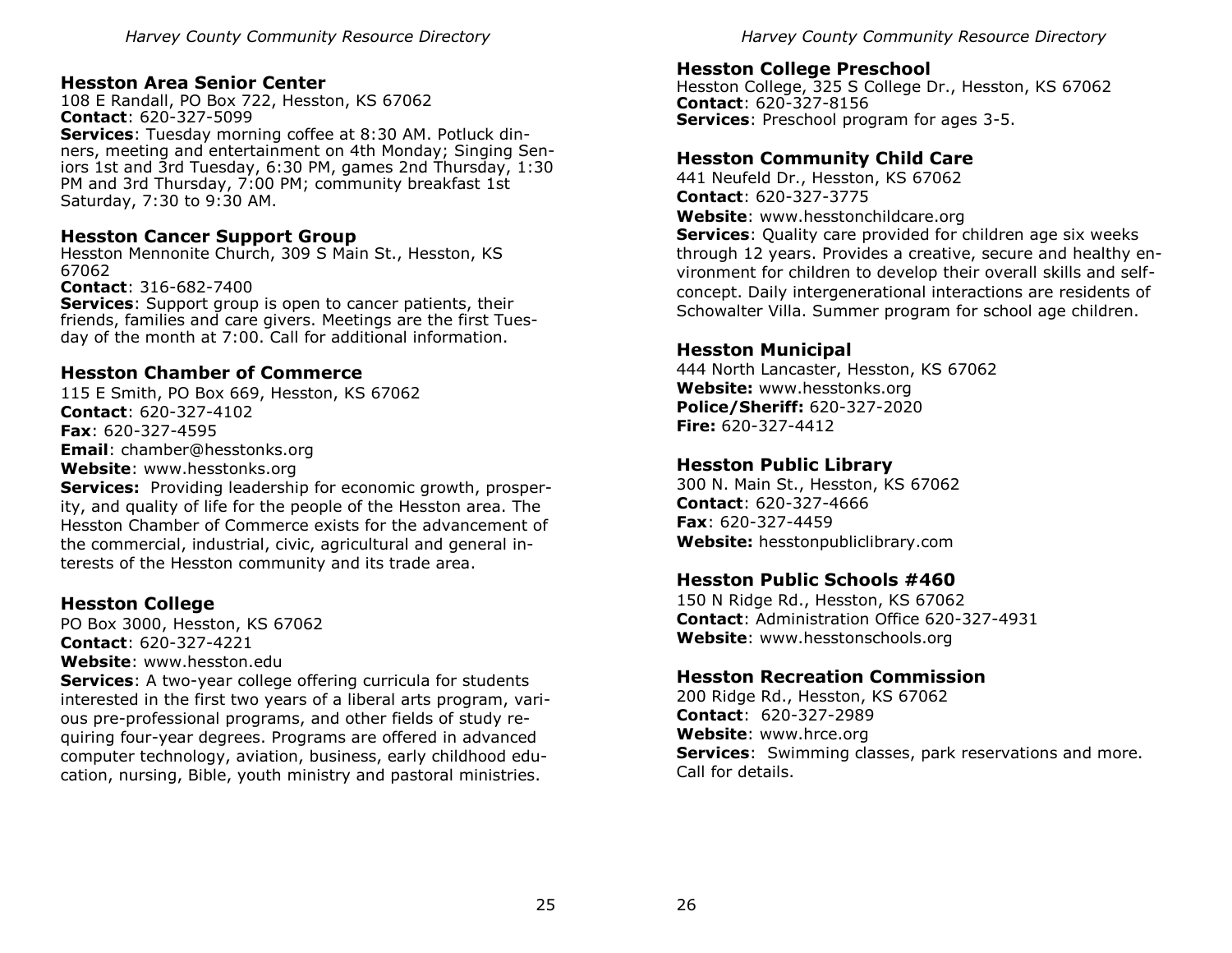## Hesston Area Senior Center

108 E Randall, PO Box 722, Hesston, KS 67062
**Contact**: 620-327-5099
**Services**: Tuesday morning coffee at 8:30 AM. Potluck dinners, meeting and entertainment on 4th Monday; Singing Seniors 1st and 3rd Tuesday, 6:30 PM, games 2nd Thursday, 1:30 PM and 3rd Thursday, 7:00 PM; community breakfast 1st Saturday, 7:30 to 9:30 AM.

## Hesston Cancer Support Group

Hesston Mennonite Church, 309 S Main St., Hesston, KS 67062
**Contact**: 316-682-7400
**Services**: Support group is open to cancer patients, their friends, families and care givers. Meetings are the first Tuesday of the month at 7:00. Call for additional information.

## Hesston Chamber of Commerce

115 E Smith, PO Box 669, Hesston, KS 67062
**Contact**: 620-327-4102
**Fax**: 620-327-4595
**Email**: chamber@hesstonks.org
**Website**: www.hesstonks.org
**Services:** Providing leadership for economic growth, prosperity, and quality of life for the people of the Hesston area. The Hesston Chamber of Commerce exists for the advancement of the commercial, industrial, civic, agricultural and general interests of the Hesston community and its trade area.

## Hesston College

PO Box 3000, Hesston, KS 67062
**Contact**: 620-327-4221
**Website**: www.hesston.edu
**Services**: A two-year college offering curricula for students interested in the first two years of a liberal arts program, various pre-professional programs, and other fields of study requiring four-year degrees. Programs are offered in advanced computer technology, aviation, business, early childhood education, nursing, Bible, youth ministry and pastoral ministries.

## Hesston College Preschool

Hesston College, 325 S College Dr., Hesston, KS 67062
**Contact**: 620-327-8156
**Services**: Preschool program for ages 3-5.

## Hesston Community Child Care

441 Neufeld Dr., Hesston, KS 67062
**Contact**: 620-327-3775
**Website**: www.hesstonchildcare.org
**Services**: Quality care provided for children age six weeks through 12 years. Provides a creative, secure and healthy environment for children to develop their overall skills and self-concept. Daily intergenerational interactions are residents of Schowalter Villa. Summer program for school age children.

## Hesston Municipal

444 North Lancaster, Hesston, KS 67062
**Website:** www.hesstonks.org
**Police/Sheriff:** 620-327-2020
**Fire:** 620-327-4412

## Hesston Public Library

300 N. Main St., Hesston, KS 67062
**Contact**: 620-327-4666
**Fax**: 620-327-4459
**Website:** hesstonpubliclibrary.com

## Hesston Public Schools #460

150 N Ridge Rd., Hesston, KS 67062
**Contact**: Administration Office 620-327-4931
**Website**: www.hesstonschools.org

## Hesston Recreation Commission

200 Ridge Rd., Hesston, KS 67062
**Contact**: 620-327-2989
**Website**: www.hrce.org
**Services**: Swimming classes, park reservations and more. Call for details.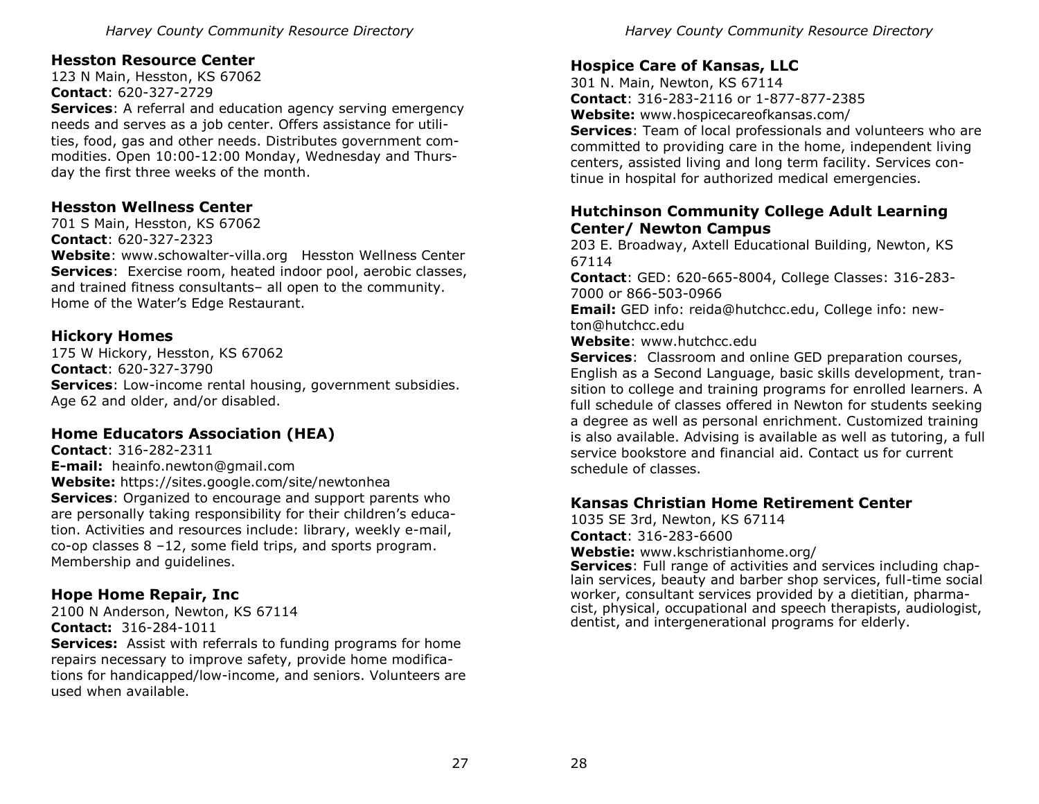### Hesston Resource Center

123 N Main, Hesston, KS 67062
**Contact**: 620-327-2729
**Services**: A referral and education agency serving emergency needs and serves as a job center. Offers assistance for utilities, food, gas and other needs. Distributes government commodities. Open 10:00-12:00 Monday, Wednesday and Thursday the first three weeks of the month.

### Hesston Wellness Center

701 S Main, Hesston, KS 67062
**Contact**: 620-327-2323
**Website**: www.schowalter-villa.org Hesston Wellness Center
**Services**: Exercise room, heated indoor pool, aerobic classes, and trained fitness consultants– all open to the community. Home of the Water's Edge Restaurant.

### Hickory Homes

175 W Hickory, Hesston, KS 67062
**Contact**: 620-327-3790
**Services**: Low-income rental housing, government subsidies. Age 62 and older, and/or disabled.

### Home Educators Association (HEA)

**Contact**: 316-282-2311
**E-mail:** heainfo.newton@gmail.com
**Website:** https://sites.google.com/site/newtonhea
**Services**: Organized to encourage and support parents who are personally taking responsibility for their children's education. Activities and resources include: library, weekly e-mail, co-op classes 8 –12, some field trips, and sports program. Membership and guidelines.

### Hope Home Repair, Inc

2100 N Anderson, Newton, KS 67114
**Contact:** 316-284-1011
**Services:** Assist with referrals to funding programs for home repairs necessary to improve safety, provide home modifications for handicapped/low-income, and seniors. Volunteers are used when available.

### Hospice Care of Kansas, LLC

301 N. Main, Newton, KS 67114
**Contact**: 316-283-2116 or 1-877-877-2385
**Website:** www.hospicecareofkansas.com/
**Services**: Team of local professionals and volunteers who are committed to providing care in the home, independent living centers, assisted living and long term facility. Services continue in hospital for authorized medical emergencies.

### Hutchinson Community College Adult Learning Center/ Newton Campus

203 E. Broadway, Axtell Educational Building, Newton, KS 67114
**Contact**: GED: 620-665-8004, College Classes: 316-283-7000 or 866-503-0966
**Email:** GED info: reida@hutchcc.edu, College info: newton@hutchcc.edu
**Website**: www.hutchcc.edu
**Services**: Classroom and online GED preparation courses, English as a Second Language, basic skills development, transition to college and training programs for enrolled learners. A full schedule of classes offered in Newton for students seeking a degree as well as personal enrichment. Customized training is also available. Advising is available as well as tutoring, a full service bookstore and financial aid. Contact us for current schedule of classes.

### Kansas Christian Home Retirement Center

1035 SE 3rd, Newton, KS 67114
**Contact**: 316-283-6600
**Webstie:** www.kschristianhome.org/
**Services**: Full range of activities and services including chaplain services, beauty and barber shop services, full-time social worker, consultant services provided by a dietitian, pharmacist, physical, occupational and speech therapists, audiologist, dentist, and intergenerational programs for elderly.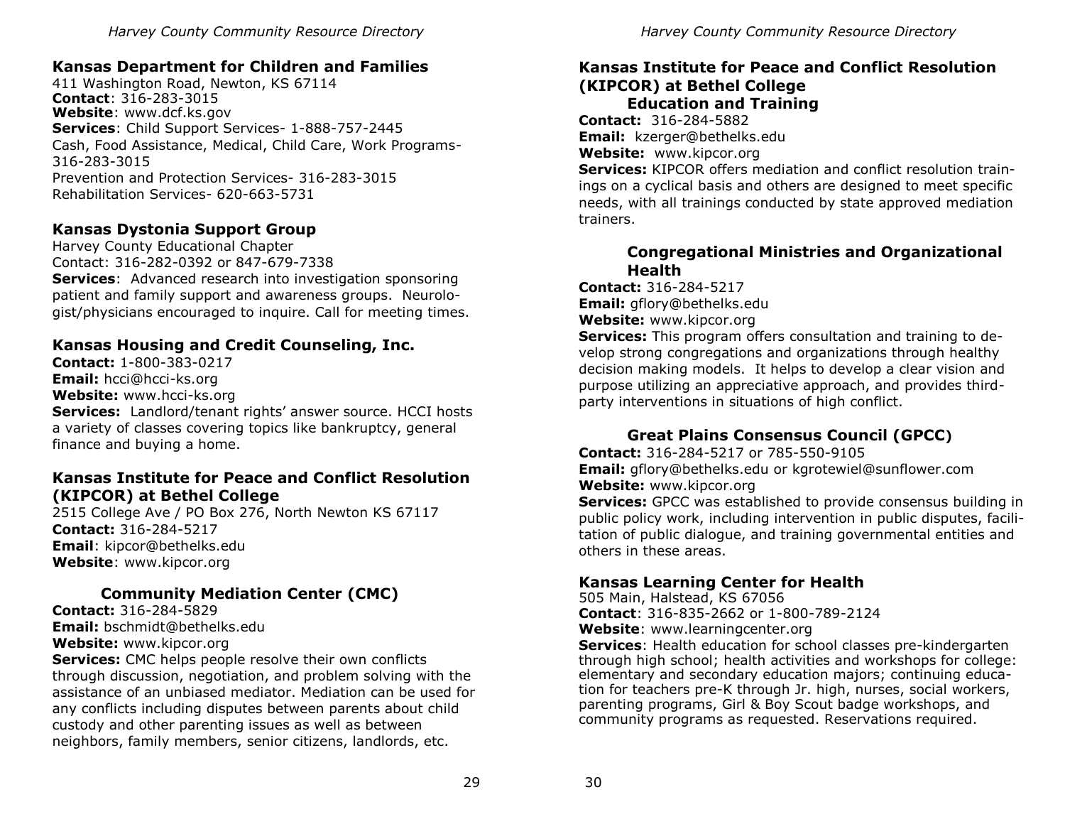## Kansas Department for Children and Families

411 Washington Road, Newton, KS 67114
**Contact**: 316-283-3015
**Website**: www.dcf.ks.gov
**Services**: Child Support Services- 1-888-757-2445
Cash, Food Assistance, Medical, Child Care, Work Programs- 316-283-3015
Prevention and Protection Services- 316-283-3015
Rehabilitation Services- 620-663-5731

## Kansas Dystonia Support Group

Harvey County Educational Chapter
Contact: 316-282-0392 or 847-679-7338
**Services**: Advanced research into investigation sponsoring patient and family support and awareness groups. Neurologist/physicians encouraged to inquire. Call for meeting times.

## Kansas Housing and Credit Counseling, Inc.

**Contact:** 1-800-383-0217
**Email:** hcci@hcci-ks.org
**Website:** www.hcci-ks.org
**Services:** Landlord/tenant rights' answer source. HCCI hosts a variety of classes covering topics like bankruptcy, general finance and buying a home.

## Kansas Institute for Peace and Conflict Resolution (KIPCOR) at Bethel College

2515 College Ave / PO Box 276, North Newton KS 67117
**Contact:** 316-284-5217
**Email**: kipcor@bethelks.edu
**Website**: www.kipcor.org

### Community Mediation Center (CMC)

**Contact:** 316-284-5829
**Email:** bschmidt@bethelks.edu
**Website:** www.kipcor.org
**Services:** CMC helps people resolve their own conflicts through discussion, negotiation, and problem solving with the assistance of an unbiased mediator. Mediation can be used for any conflicts including disputes between parents about child custody and other parenting issues as well as between neighbors, family members, senior citizens, landlords, etc.

## Kansas Institute for Peace and Conflict Resolution (KIPCOR) at Bethel College

### Education and Training

**Contact:** 316-284-5882
**Email:** kzerger@bethelks.edu
**Website:** www.kipcor.org
**Services:** KIPCOR offers mediation and conflict resolution trainings on a cyclical basis and others are designed to meet specific needs, with all trainings conducted by state approved mediation trainers.

### Congregational Ministries and Organizational Health

**Contact:** 316-284-5217
**Email:** gflory@bethelks.edu
**Website:** www.kipcor.org
**Services:** This program offers consultation and training to develop strong congregations and organizations through healthy decision making models. It helps to develop a clear vision and purpose utilizing an appreciative approach, and provides third-party interventions in situations of high conflict.

### Great Plains Consensus Council (GPCC)

**Contact:** 316-284-5217 or 785-550-9105
**Email:** gflory@bethelks.edu or kgrotewiel@sunflower.com
**Website:** www.kipcor.org
**Services:** GPCC was established to provide consensus building in public policy work, including intervention in public disputes, facilitation of public dialogue, and training governmental entities and others in these areas.

## Kansas Learning Center for Health

505 Main, Halstead, KS 67056
**Contact**: 316-835-2662 or 1-800-789-2124
**Website**: www.learningcenter.org
**Services**: Health education for school classes pre-kindergarten through high school; health activities and workshops for college: elementary and secondary education majors; continuing education for teachers pre-K through Jr. high, nurses, social workers, parenting programs, Girl & Boy Scout badge workshops, and community programs as requested. Reservations required.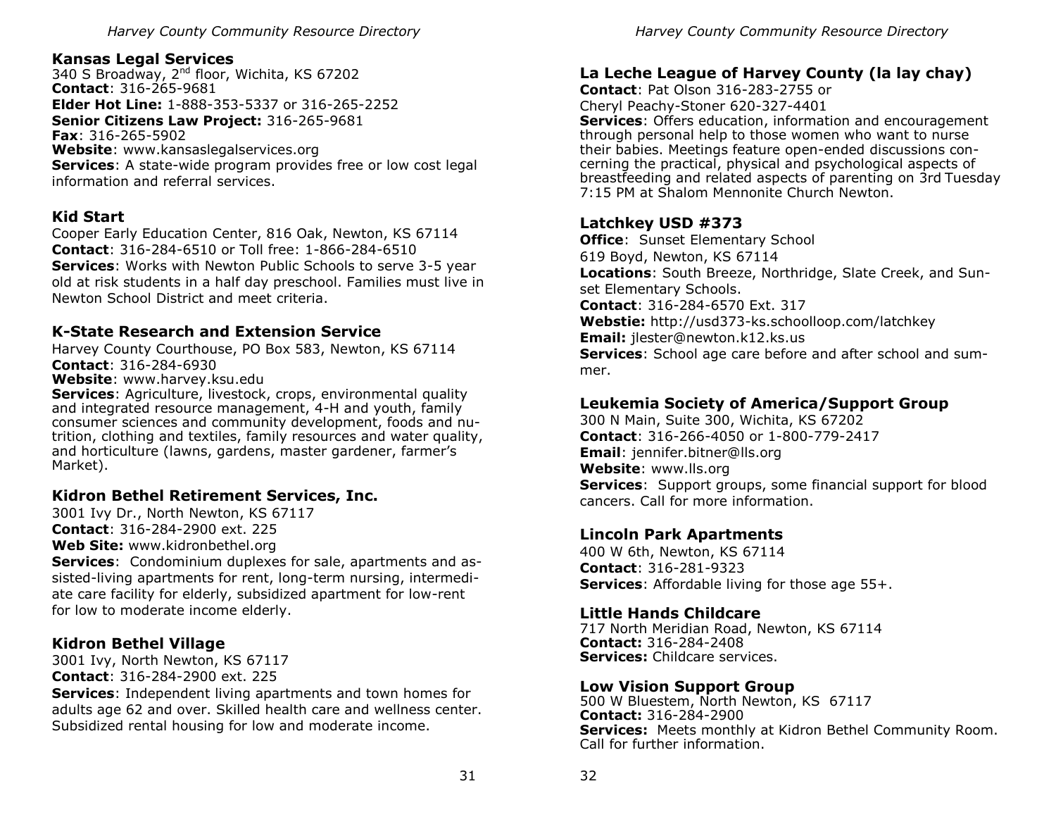## Kansas Legal Services

340 S Broadway, 2nd floor, Wichita, KS 67202
**Contact**: 316-265-9681
**Elder Hot Line:** 1-888-353-5337 or 316-265-2252
**Senior Citizens Law Project:** 316-265-9681
**Fax**: 316-265-5902
**Website**: www.kansaslegalservices.org
**Services**: A state-wide program provides free or low cost legal information and referral services.

## Kid Start

Cooper Early Education Center, 816 Oak, Newton, KS 67114
**Contact**: 316-284-6510 or Toll free: 1-866-284-6510
**Services**: Works with Newton Public Schools to serve 3-5 year old at risk students in a half day preschool. Families must live in Newton School District and meet criteria.

## K-State Research and Extension Service

Harvey County Courthouse, PO Box 583, Newton, KS 67114
**Contact**: 316-284-6930
**Website**: www.harvey.ksu.edu
**Services**: Agriculture, livestock, crops, environmental quality and integrated resource management, 4-H and youth, family consumer sciences and community development, foods and nutrition, clothing and textiles, family resources and water quality, and horticulture (lawns, gardens, master gardener, farmer's Market).

## Kidron Bethel Retirement Services, Inc.

3001 Ivy Dr., North Newton, KS 67117
**Contact**: 316-284-2900 ext. 225
**Web Site:** www.kidronbethel.org
**Services**: Condominium duplexes for sale, apartments and assisted-living apartments for rent, long-term nursing, intermediate care facility for elderly, subsidized apartment for low-rent for low to moderate income elderly.

## Kidron Bethel Village

3001 Ivy, North Newton, KS 67117
**Contact**: 316-284-2900 ext. 225
**Services**: Independent living apartments and town homes for adults age 62 and over. Skilled health care and wellness center. Subsidized rental housing for low and moderate income.

## La Leche League of Harvey County (la lay chay)

**Contact**: Pat Olson 316-283-2755 or
Cheryl Peachy-Stoner 620-327-4401
**Services**: Offers education, information and encouragement through personal help to those women who want to nurse their babies. Meetings feature open-ended discussions concerning the practical, physical and psychological aspects of breastfeeding and related aspects of parenting on 3rd Tuesday 7:15 PM at Shalom Mennonite Church Newton.

## Latchkey USD #373

**Office**: Sunset Elementary School
619 Boyd, Newton, KS 67114
**Locations**: South Breeze, Northridge, Slate Creek, and Sunset Elementary Schools.
**Contact**: 316-284-6570 Ext. 317
**Webstie:** http://usd373-ks.schoolloop.com/latchkey
**Email:** jlester@newton.k12.ks.us
**Services**: School age care before and after school and summer.

## Leukemia Society of America/Support Group

300 N Main, Suite 300, Wichita, KS 67202
**Contact**: 316-266-4050 or 1-800-779-2417
**Email**: jennifer.bitner@lls.org
**Website**: www.lls.org
**Services**: Support groups, some financial support for blood cancers. Call for more information.

## Lincoln Park Apartments

400 W 6th, Newton, KS 67114
**Contact**: 316-281-9323
**Services**: Affordable living for those age 55+.

## Little Hands Childcare

717 North Meridian Road, Newton, KS 67114
**Contact:** 316-284-2408
**Services:** Childcare services.

## Low Vision Support Group

500 W Bluestem, North Newton, KS 67117
**Contact:** 316-284-2900
**Services:** Meets monthly at Kidron Bethel Community Room. Call for further information.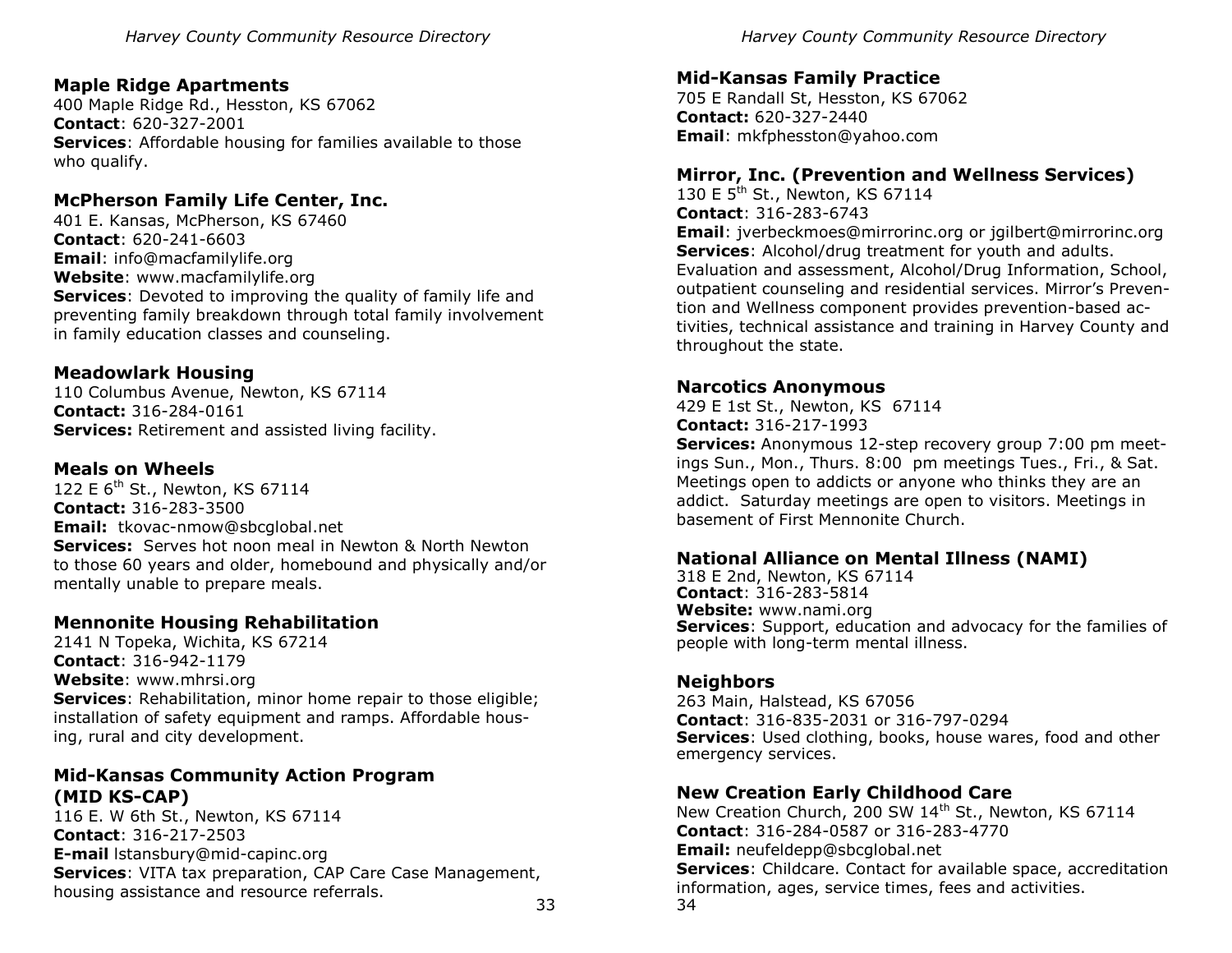### Maple Ridge Apartments

400 Maple Ridge Rd., Hesston, KS 67062
**Contact**: 620-327-2001
**Services**: Affordable housing for families available to those who qualify.

### McPherson Family Life Center, Inc.

401 E. Kansas, McPherson, KS 67460
**Contact**: 620-241-6603
**Email**: info@macfamilylife.org
**Website**: www.macfamilylife.org
**Services**: Devoted to improving the quality of family life and preventing family breakdown through total family involvement in family education classes and counseling.

### Meadowlark Housing

110 Columbus Avenue, Newton, KS 67114
**Contact:** 316-284-0161
**Services:** Retirement and assisted living facility.

### Meals on Wheels

122 E 6th St., Newton, KS 67114
**Contact:** 316-283-3500
**Email:** tkovac-nmow@sbcglobal.net
**Services:** Serves hot noon meal in Newton & North Newton to those 60 years and older, homebound and physically and/or mentally unable to prepare meals.

### Mennonite Housing Rehabilitation

2141 N Topeka, Wichita, KS 67214
**Contact**: 316-942-1179
**Website**: www.mhrsi.org
**Services**: Rehabilitation, minor home repair to those eligible; installation of safety equipment and ramps. Affordable housing, rural and city development.

### Mid-Kansas Community Action Program (MID KS-CAP)

116 E. W 6th St., Newton, KS 67114
**Contact**: 316-217-2503
**E-mail** lstansbury@mid-capinc.org
**Services**: VITA tax preparation, CAP Care Case Management, housing assistance and resource referrals.

### Mid-Kansas Family Practice

705 E Randall St, Hesston, KS 67062
**Contact:** 620-327-2440
**Email**: mkfphesston@yahoo.com

### Mirror, Inc. (Prevention and Wellness Services)

130 E 5th St., Newton, KS 67114
**Contact**: 316-283-6743
**Email**: jverbeckmoes@mirrorinc.org or jgilbert@mirrorinc.org
**Services**: Alcohol/drug treatment for youth and adults. Evaluation and assessment, Alcohol/Drug Information, School, outpatient counseling and residential services. Mirror's Prevention and Wellness component provides prevention-based activities, technical assistance and training in Harvey County and throughout the state.

### Narcotics Anonymous

429 E 1st St., Newton, KS 67114
**Contact:** 316-217-1993
**Services:** Anonymous 12-step recovery group 7:00 pm meetings Sun., Mon., Thurs. 8:00 pm meetings Tues., Fri., & Sat. Meetings open to addicts or anyone who thinks they are an addict. Saturday meetings are open to visitors. Meetings in basement of First Mennonite Church.

### National Alliance on Mental Illness (NAMI)

318 E 2nd, Newton, KS 67114
**Contact**: 316-283-5814
**Website:** www.nami.org
**Services**: Support, education and advocacy for the families of people with long-term mental illness.

### Neighbors

263 Main, Halstead, KS 67056
**Contact**: 316-835-2031 or 316-797-0294
**Services**: Used clothing, books, house wares, food and other emergency services.

### New Creation Early Childhood Care

New Creation Church, 200 SW 14th St., Newton, KS 67114
**Contact**: 316-284-0587 or 316-283-4770
**Email:** neufeldepp@sbcglobal.net
**Services**: Childcare. Contact for available space, accreditation information, ages, service times, fees and activities.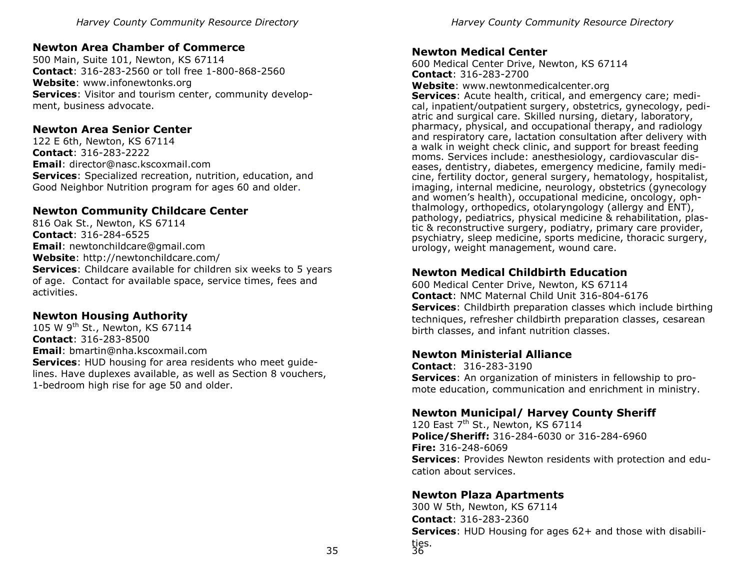## Newton Area Chamber of Commerce

500 Main, Suite 101, Newton, KS 67114
**Contact**: 316-283-2560 or toll free 1-800-868-2560
**Website**: www.infonewtonks.org
**Services**: Visitor and tourism center, community development, business advocate.

## Newton Area Senior Center

122 E 6th, Newton, KS 67114
**Contact**: 316-283-2222
**Email**: director@nasc.kscoxmail.com
**Services**: Specialized recreation, nutrition, education, and Good Neighbor Nutrition program for ages 60 and older.

## Newton Community Childcare Center

816 Oak St., Newton, KS 67114
**Contact**: 316-284-6525
**Email**: newtonchildcare@gmail.com
**Website**: http://newtonchildcare.com/
**Services**: Childcare available for children six weeks to 5 years of age. Contact for available space, service times, fees and activities.

## Newton Housing Authority

105 W 9th St., Newton, KS 67114
**Contact**: 316-283-8500
**Email**: bmartin@nha.kscoxmail.com
**Services**: HUD housing for area residents who meet guidelines. Have duplexes available, as well as Section 8 vouchers, 1-bedroom high rise for age 50 and older.

## Newton Medical Center

600 Medical Center Drive, Newton, KS 67114
**Contact**: 316-283-2700
**Website**: www.newtonmedicalcenter.org
**Services**: Acute health, critical, and emergency care; medical, inpatient/outpatient surgery, obstetrics, gynecology, pediatric and surgical care. Skilled nursing, dietary, laboratory, pharmacy, physical, and occupational therapy, and radiology and respiratory care, lactation consultation after delivery with a walk in weight check clinic, and support for breast feeding moms. Services include: anesthesiology, cardiovascular diseases, dentistry, diabetes, emergency medicine, family medicine, fertility doctor, general surgery, hematology, hospitalist, imaging, internal medicine, neurology, obstetrics (gynecology and women's health), occupational medicine, oncology, ophthalmology, orthopedics, otolaryngology (allergy and ENT), pathology, pediatrics, physical medicine & rehabilitation, plastic & reconstructive surgery, podiatry, primary care provider, psychiatry, sleep medicine, sports medicine, thoracic surgery, urology, weight management, wound care.

## Newton Medical Childbirth Education

600 Medical Center Drive, Newton, KS 67114
**Contact**: NMC Maternal Child Unit 316-804-6176
**Services**: Childbirth preparation classes which include birthing techniques, refresher childbirth preparation classes, cesarean birth classes, and infant nutrition classes.

## Newton Ministerial Alliance

**Contact**: 316-283-3190
**Services**: An organization of ministers in fellowship to promote education, communication and enrichment in ministry.

## Newton Municipal/ Harvey County Sheriff

120 East 7th St., Newton, KS 67114
**Police/Sheriff:** 316-284-6030 or 316-284-6960
**Fire:** 316-248-6069
**Services**: Provides Newton residents with protection and education about services.

## Newton Plaza Apartments

300 W 5th, Newton, KS 67114
**Contact**: 316-283-2360
**Services**: HUD Housing for ages 62+ and those with disabilities.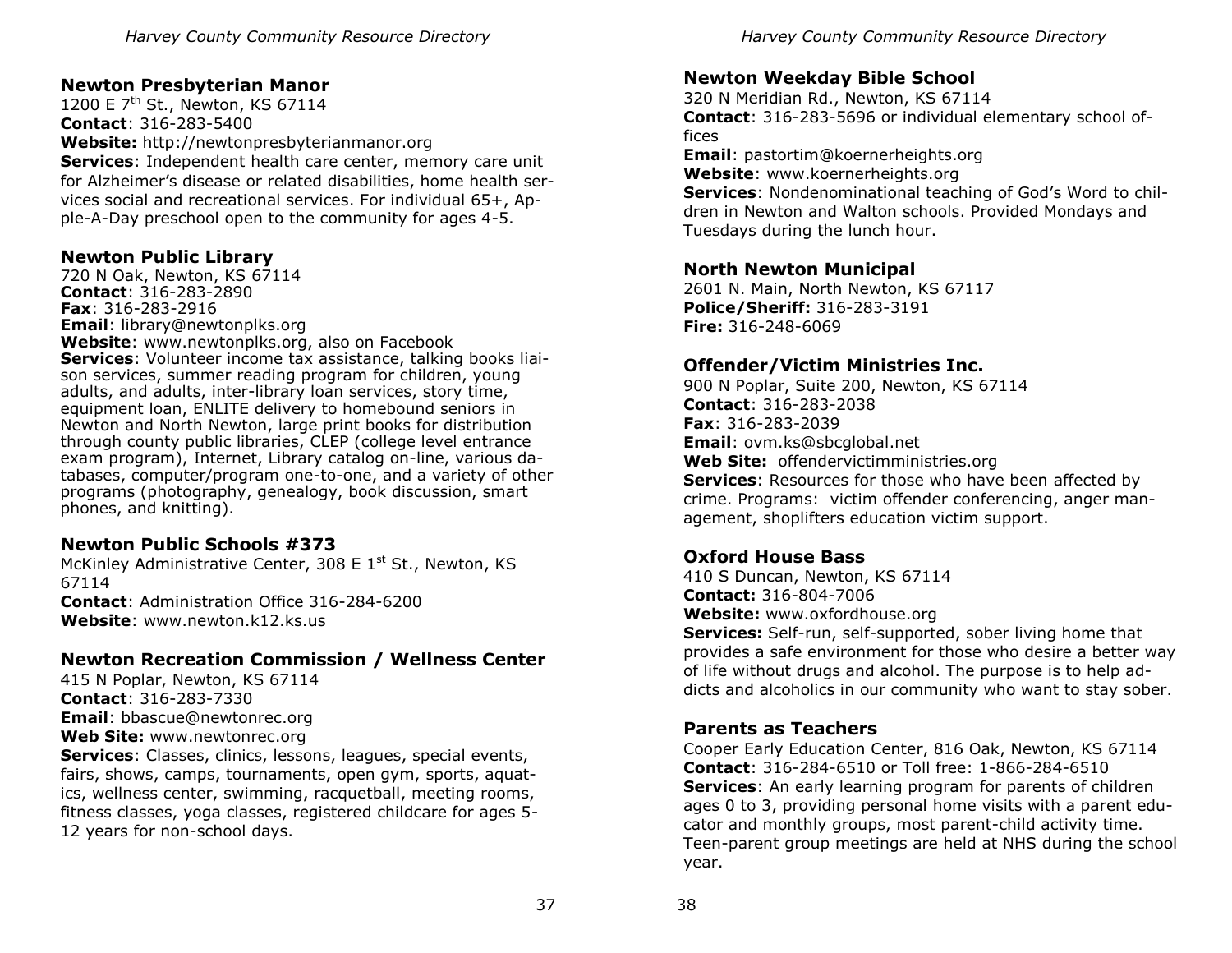## Newton Presbyterian Manor

1200 E 7th St., Newton, KS 67114
**Contact**: 316-283-5400
**Website:** http://newtonpresbyterianmanor.org
**Services**: Independent health care center, memory care unit for Alzheimer's disease or related disabilities, home health services social and recreational services. For individual 65+, Apple-A-Day preschool open to the community for ages 4-5.

## Newton Public Library

720 N Oak, Newton, KS 67114
**Contact**: 316-283-2890
**Fax**: 316-283-2916
**Email**: library@newtonplks.org
**Website**: www.newtonplks.org, also on Facebook
**Services**: Volunteer income tax assistance, talking books liaison services, summer reading program for children, young adults, and adults, inter-library loan services, story time, equipment loan, ENLITE delivery to homebound seniors in Newton and North Newton, large print books for distribution through county public libraries, CLEP (college level entrance exam program), Internet, Library catalog on-line, various databases, computer/program one-to-one, and a variety of other programs (photography, genealogy, book discussion, smart phones, and knitting).

## Newton Public Schools #373

McKinley Administrative Center, 308 E 1st St., Newton, KS 67114
**Contact**: Administration Office 316-284-6200
**Website**: www.newton.k12.ks.us

## Newton Recreation Commission / Wellness Center

415 N Poplar, Newton, KS 67114
**Contact**: 316-283-7330
**Email**: bbascue@newtonrec.org
**Web Site:** www.newtonrec.org
**Services**: Classes, clinics, lessons, leagues, special events, fairs, shows, camps, tournaments, open gym, sports, aquatics, wellness center, swimming, racquetball, meeting rooms, fitness classes, yoga classes, registered childcare for ages 5-12 years for non-school days.

## Newton Weekday Bible School

320 N Meridian Rd., Newton, KS 67114
**Contact**: 316-283-5696 or individual elementary school offices
**Email**: pastortim@koernerheights.org
**Website**: www.koernerheights.org
**Services**: Nondenominational teaching of God's Word to children in Newton and Walton schools. Provided Mondays and Tuesdays during the lunch hour.

## North Newton Municipal

2601 N. Main, North Newton, KS 67117
**Police/Sheriff:** 316-283-3191
**Fire:** 316-248-6069

## Offender/Victim Ministries Inc.

900 N Poplar, Suite 200, Newton, KS 67114
**Contact**: 316-283-2038
**Fax**: 316-283-2039
**Email**: ovm.ks@sbcglobal.net
**Web Site:** offendervictimministries.org
**Services**: Resources for those who have been affected by crime. Programs: victim offender conferencing, anger management, shoplifters education victim support.

## Oxford House Bass

410 S Duncan, Newton, KS 67114
**Contact:** 316-804-7006
**Website:** www.oxfordhouse.org
**Services:** Self-run, self-supported, sober living home that provides a safe environment for those who desire a better way of life without drugs and alcohol. The purpose is to help addicts and alcoholics in our community who want to stay sober.

## Parents as Teachers

Cooper Early Education Center, 816 Oak, Newton, KS 67114
**Contact**: 316-284-6510 or Toll free: 1-866-284-6510
**Services**: An early learning program for parents of children ages 0 to 3, providing personal home visits with a parent educator and monthly groups, most parent-child activity time. Teen-parent group meetings are held at NHS during the school year.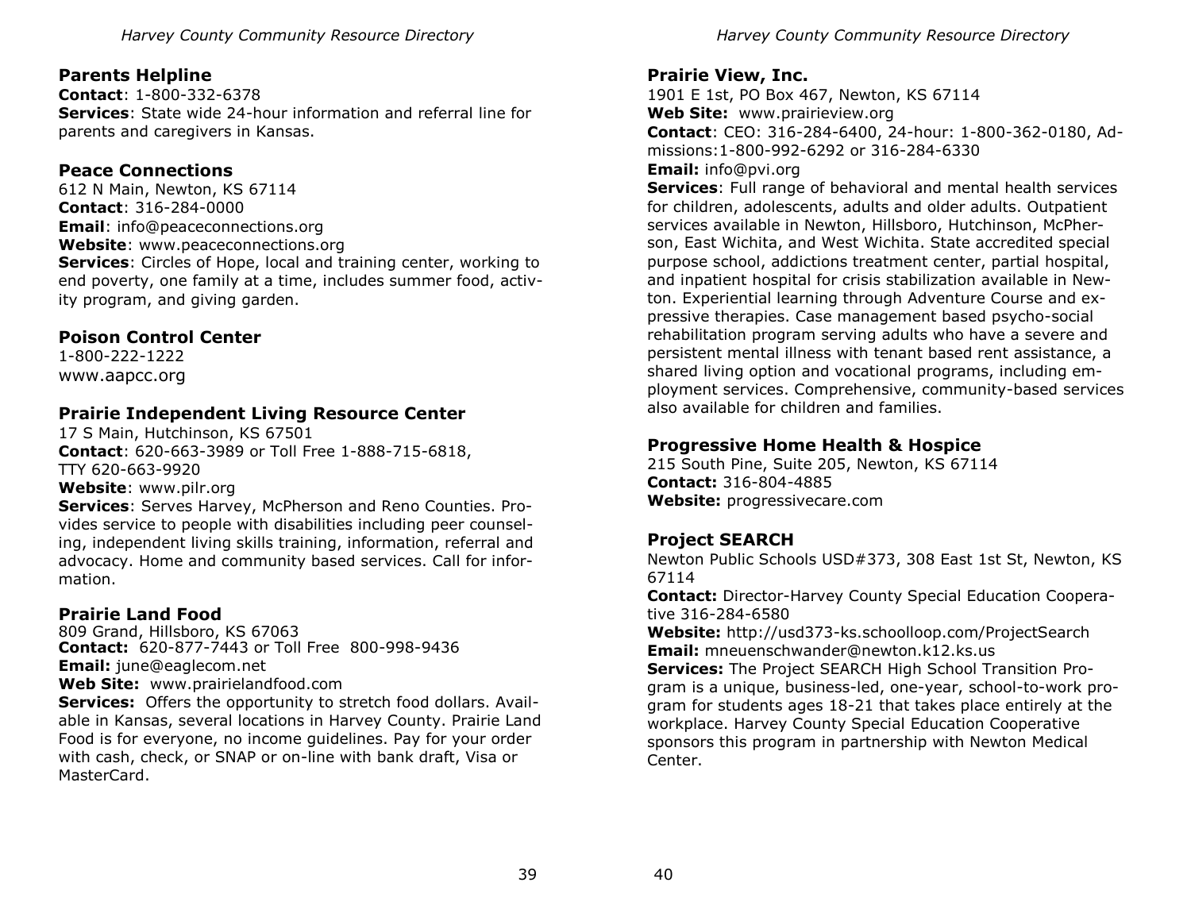## Parents Helpline

**Contact**: 1-800-332-6378
**Services**: State wide 24-hour information and referral line for parents and caregivers in Kansas.

## Peace Connections

612 N Main, Newton, KS 67114
**Contact**: 316-284-0000
**Email**: info@peaceconnections.org
**Website**: www.peaceconnections.org
**Services**: Circles of Hope, local and training center, working to end poverty, one family at a time, includes summer food, activity program, and giving garden.

## Poison Control Center

1-800-222-1222
www.aapcc.org

## Prairie Independent Living Resource Center

17 S Main, Hutchinson, KS 67501
**Contact**: 620-663-3989 or Toll Free 1-888-715-6818, TTY 620-663-9920
**Website**: www.pilr.org
**Services**: Serves Harvey, McPherson and Reno Counties. Provides service to people with disabilities including peer counseling, independent living skills training, information, referral and advocacy. Home and community based services. Call for information.

## Prairie Land Food

809 Grand, Hillsboro, KS 67063
**Contact:** 620-877-7443 or Toll Free 800-998-9436
**Email:** june@eaglecom.net
**Web Site:** www.prairielandfood.com
**Services:** Offers the opportunity to stretch food dollars. Available in Kansas, several locations in Harvey County. Prairie Land Food is for everyone, no income guidelines. Pay for your order with cash, check, or SNAP or on-line with bank draft, Visa or MasterCard.

## Prairie View, Inc.

1901 E 1st, PO Box 467, Newton, KS 67114
**Web Site:** www.prairieview.org
**Contact**: CEO: 316-284-6400, 24-hour: 1-800-362-0180, Admissions:1-800-992-6292 or 316-284-6330
**Email:** info@pvi.org
**Services**: Full range of behavioral and mental health services for children, adolescents, adults and older adults. Outpatient services available in Newton, Hillsboro, Hutchinson, McPherson, East Wichita, and West Wichita. State accredited special purpose school, addictions treatment center, partial hospital, and inpatient hospital for crisis stabilization available in Newton. Experiential learning through Adventure Course and expressive therapies. Case management based psycho-social rehabilitation program serving adults who have a severe and persistent mental illness with tenant based rent assistance, a shared living option and vocational programs, including employment services. Comprehensive, community-based services also available for children and families.

## Progressive Home Health & Hospice

215 South Pine, Suite 205, Newton, KS 67114
**Contact:** 316-804-4885
**Website:** progressivecare.com

## Project SEARCH

Newton Public Schools USD#373, 308 East 1st St, Newton, KS 67114
**Contact:** Director-Harvey County Special Education Cooperative 316-284-6580
**Website:** http://usd373-ks.schoolloop.com/ProjectSearch
**Email:** mneuenschwander@newton.k12.ks.us
**Services:** The Project SEARCH High School Transition Program is a unique, business-led, one-year, school-to-work program for students ages 18-21 that takes place entirely at the workplace. Harvey County Special Education Cooperative sponsors this program in partnership with Newton Medical Center.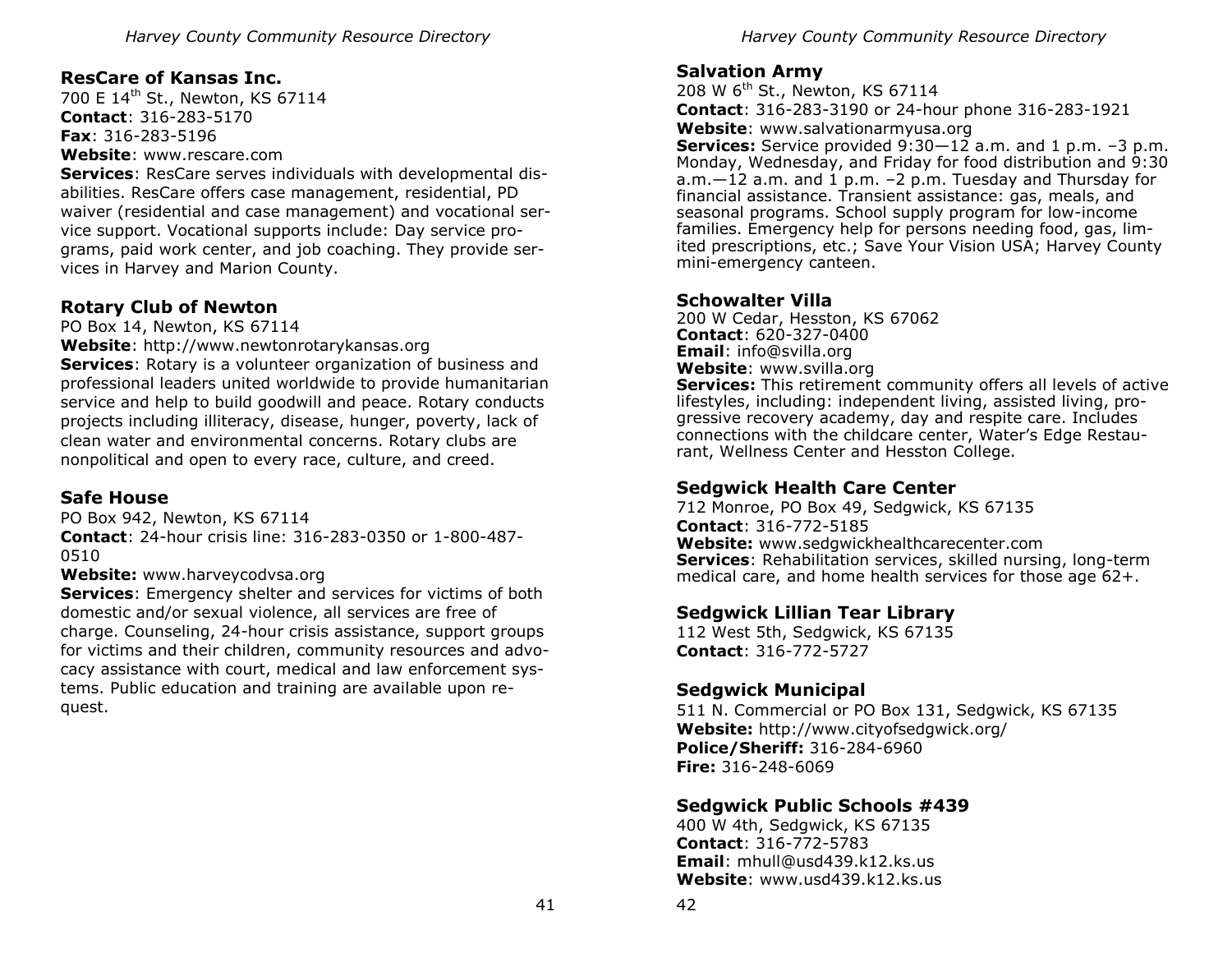## ResCare of Kansas Inc.

700 E 14th St., Newton, KS 67114
**Contact**: 316-283-5170
**Fax**: 316-283-5196
**Website**: www.rescare.com
**Services**: ResCare serves individuals with developmental disabilities. ResCare offers case management, residential, PD waiver (residential and case management) and vocational service support. Vocational supports include: Day service programs, paid work center, and job coaching. They provide services in Harvey and Marion County.

## Rotary Club of Newton

PO Box 14, Newton, KS 67114
**Website**: http://www.newtonrotarykansas.org
**Services**: Rotary is a volunteer organization of business and professional leaders united worldwide to provide humanitarian service and help to build goodwill and peace. Rotary conducts projects including illiteracy, disease, hunger, poverty, lack of clean water and environmental concerns. Rotary clubs are nonpolitical and open to every race, culture, and creed.

## Safe House

PO Box 942, Newton, KS 67114
**Contact**: 24-hour crisis line: 316-283-0350 or 1-800-487-0510
**Website:** www.harveycodvsa.org
**Services**: Emergency shelter and services for victims of both domestic and/or sexual violence, all services are free of charge. Counseling, 24-hour crisis assistance, support groups for victims and their children, community resources and advocacy assistance with court, medical and law enforcement systems. Public education and training are available upon request.

## Salvation Army

208 W 6th St., Newton, KS 67114
**Contact**: 316-283-3190 or 24-hour phone 316-283-1921
**Website**: www.salvationarmyusa.org
**Services:** Service provided 9:30—12 a.m. and 1 p.m. –3 p.m. Monday, Wednesday, and Friday for food distribution and 9:30 a.m.—12 a.m. and 1 p.m. –2 p.m. Tuesday and Thursday for financial assistance. Transient assistance: gas, meals, and seasonal programs. School supply program for low-income families. Emergency help for persons needing food, gas, limited prescriptions, etc.; Save Your Vision USA; Harvey County mini-emergency canteen.

## Schowalter Villa

200 W Cedar, Hesston, KS 67062
**Contact**: 620-327-0400
**Email**: info@svilla.org
**Website**: www.svilla.org
**Services:** This retirement community offers all levels of active lifestyles, including: independent living, assisted living, progressive recovery academy, day and respite care. Includes connections with the childcare center, Water's Edge Restaurant, Wellness Center and Hesston College.

## Sedgwick Health Care Center

712 Monroe, PO Box 49, Sedgwick, KS 67135
**Contact**: 316-772-5185
**Website:** www.sedgwickhealthcarecenter.com
**Services**: Rehabilitation services, skilled nursing, long-term medical care, and home health services for those age 62+.

## Sedgwick Lillian Tear Library

112 West 5th, Sedgwick, KS 67135
**Contact**: 316-772-5727

## Sedgwick Municipal

511 N. Commercial or PO Box 131, Sedgwick, KS 67135
**Website:** http://www.cityofsedgwick.org/
**Police/Sheriff:** 316-284-6960
**Fire:** 316-248-6069

## Sedgwick Public Schools #439

400 W 4th, Sedgwick, KS 67135
**Contact**: 316-772-5783
**Email**: mhull@usd439.k12.ks.us
**Website**: www.usd439.k12.ks.us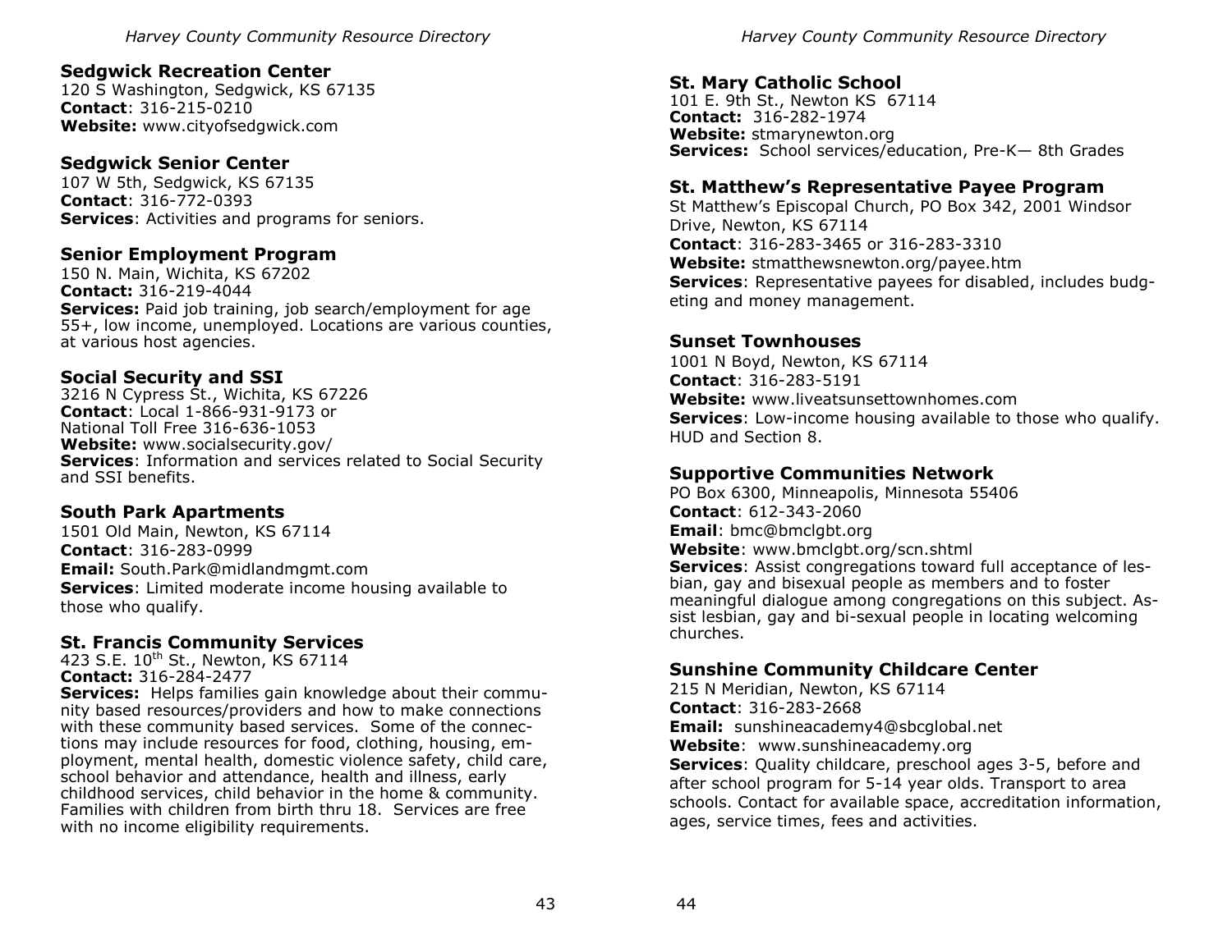### Sedgwick Recreation Center

120 S Washington, Sedgwick, KS 67135
**Contact**: 316-215-0210
**Website:** www.cityofsedgwick.com

### Sedgwick Senior Center

107 W 5th, Sedgwick, KS 67135
**Contact**: 316-772-0393
**Services**: Activities and programs for seniors.

### Senior Employment Program

150 N. Main, Wichita, KS 67202
**Contact:** 316-219-4044
**Services:** Paid job training, job search/employment for age 55+, low income, unemployed. Locations are various counties, at various host agencies.

### Social Security and SSI

3216 N Cypress St., Wichita, KS 67226
**Contact**: Local 1-866-931-9173 or
National Toll Free 316-636-1053
**Website:** www.socialsecurity.gov/
**Services**: Information and services related to Social Security and SSI benefits.

### South Park Apartments

1501 Old Main, Newton, KS 67114
**Contact**: 316-283-0999
**Email:** South.Park@midlandmgmt.com
**Services**: Limited moderate income housing available to those who qualify.

### St. Francis Community Services

423 S.E. 10th St., Newton, KS 67114
**Contact:** 316-284-2477
**Services:** Helps families gain knowledge about their community based resources/providers and how to make connections with these community based services. Some of the connections may include resources for food, clothing, housing, employment, mental health, domestic violence safety, child care, school behavior and attendance, health and illness, early childhood services, child behavior in the home & community. Families with children from birth thru 18. Services are free with no income eligibility requirements.

### St. Mary Catholic School

101 E. 9th St., Newton KS 67114
**Contact:** 316-282-1974
**Website:** stmarynewton.org
**Services:** School services/education, Pre-K— 8th Grades

### St. Matthew's Representative Payee Program

St Matthew's Episcopal Church, PO Box 342, 2001 Windsor Drive, Newton, KS 67114
**Contact**: 316-283-3465 or 316-283-3310
**Website:** stmatthewsnewton.org/payee.htm
**Services**: Representative payees for disabled, includes budgeting and money management.

### Sunset Townhouses

1001 N Boyd, Newton, KS 67114
**Contact**: 316-283-5191
**Website:** www.liveatsunsettownhomes.com
**Services**: Low-income housing available to those who qualify. HUD and Section 8.

### Supportive Communities Network

PO Box 6300, Minneapolis, Minnesota 55406
**Contact**: 612-343-2060
**Email**: bmc@bmclgbt.org
**Website**: www.bmclgbt.org/scn.shtml
**Services**: Assist congregations toward full acceptance of lesbian, gay and bisexual people as members and to foster meaningful dialogue among congregations on this subject. Assist lesbian, gay and bi-sexual people in locating welcoming churches.

### Sunshine Community Childcare Center

215 N Meridian, Newton, KS 67114
**Contact**: 316-283-2668
**Email:** sunshineacademy4@sbcglobal.net
**Website**: www.sunshineacademy.org
**Services**: Quality childcare, preschool ages 3-5, before and after school program for 5-14 year olds. Transport to area schools. Contact for available space, accreditation information, ages, service times, fees and activities.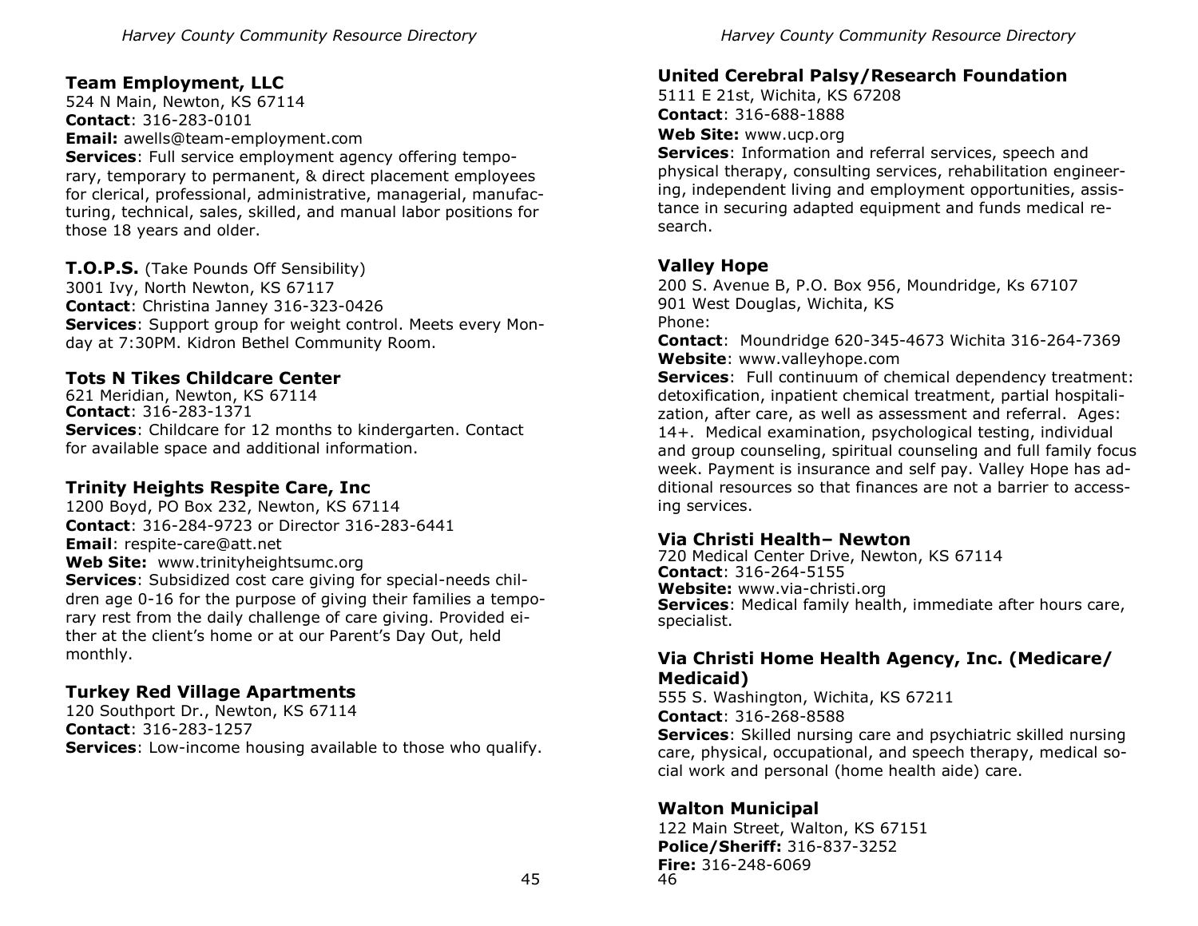## Team Employment, LLC

524 N Main, Newton, KS 67114
**Contact**: 316-283-0101
**Email:** awells@team-employment.com
**Services**: Full service employment agency offering temporary, temporary to permanent, & direct placement employees for clerical, professional, administrative, managerial, manufacturing, technical, sales, skilled, and manual labor positions for those 18 years and older.

## T.O.P.S. (Take Pounds Off Sensibility)

3001 Ivy, North Newton, KS 67117
**Contact**: Christina Janney 316-323-0426
**Services**: Support group for weight control. Meets every Monday at 7:30PM. Kidron Bethel Community Room.

## Tots N Tikes Childcare Center

621 Meridian, Newton, KS 67114
**Contact**: 316-283-1371
**Services**: Childcare for 12 months to kindergarten. Contact for available space and additional information.

## Trinity Heights Respite Care, Inc

1200 Boyd, PO Box 232, Newton, KS 67114
**Contact**: 316-284-9723 or Director 316-283-6441
**Email**: respite-care@att.net
**Web Site:** www.trinityheightsumc.org
**Services**: Subsidized cost care giving for special-needs children age 0-16 for the purpose of giving their families a temporary rest from the daily challenge of care giving. Provided either at the client's home or at our Parent's Day Out, held monthly.

## Turkey Red Village Apartments

120 Southport Dr., Newton, KS 67114
**Contact**: 316-283-1257
**Services**: Low-income housing available to those who qualify.

## United Cerebral Palsy/Research Foundation

5111 E 21st, Wichita, KS 67208
**Contact**: 316-688-1888
**Web Site:** www.ucp.org
**Services**: Information and referral services, speech and physical therapy, consulting services, rehabilitation engineering, independent living and employment opportunities, assistance in securing adapted equipment and funds medical research.

## Valley Hope

200 S. Avenue B, P.O. Box 956, Moundridge, Ks 67107
901 West Douglas, Wichita, KS
Phone:
**Contact**: Moundridge 620-345-4673 Wichita 316-264-7369
**Website**: www.valleyhope.com
**Services**: Full continuum of chemical dependency treatment: detoxification, inpatient chemical treatment, partial hospitalization, after care, as well as assessment and referral. Ages: 14+. Medical examination, psychological testing, individual and group counseling, spiritual counseling and full family focus week. Payment is insurance and self pay. Valley Hope has additional resources so that finances are not a barrier to accessing services.

## Via Christi Health– Newton

720 Medical Center Drive, Newton, KS 67114
**Contact**: 316-264-5155
**Website:** www.via-christi.org
**Services**: Medical family health, immediate after hours care, specialist.

## Via Christi Home Health Agency, Inc. (Medicare/ Medicaid)

555 S. Washington, Wichita, KS 67211
**Contact**: 316-268-8588
**Services**: Skilled nursing care and psychiatric skilled nursing care, physical, occupational, and speech therapy, medical social work and personal (home health aide) care.

## Walton Municipal

122 Main Street, Walton, KS 67151
**Police/Sheriff:** 316-837-3252
**Fire:** 316-248-6069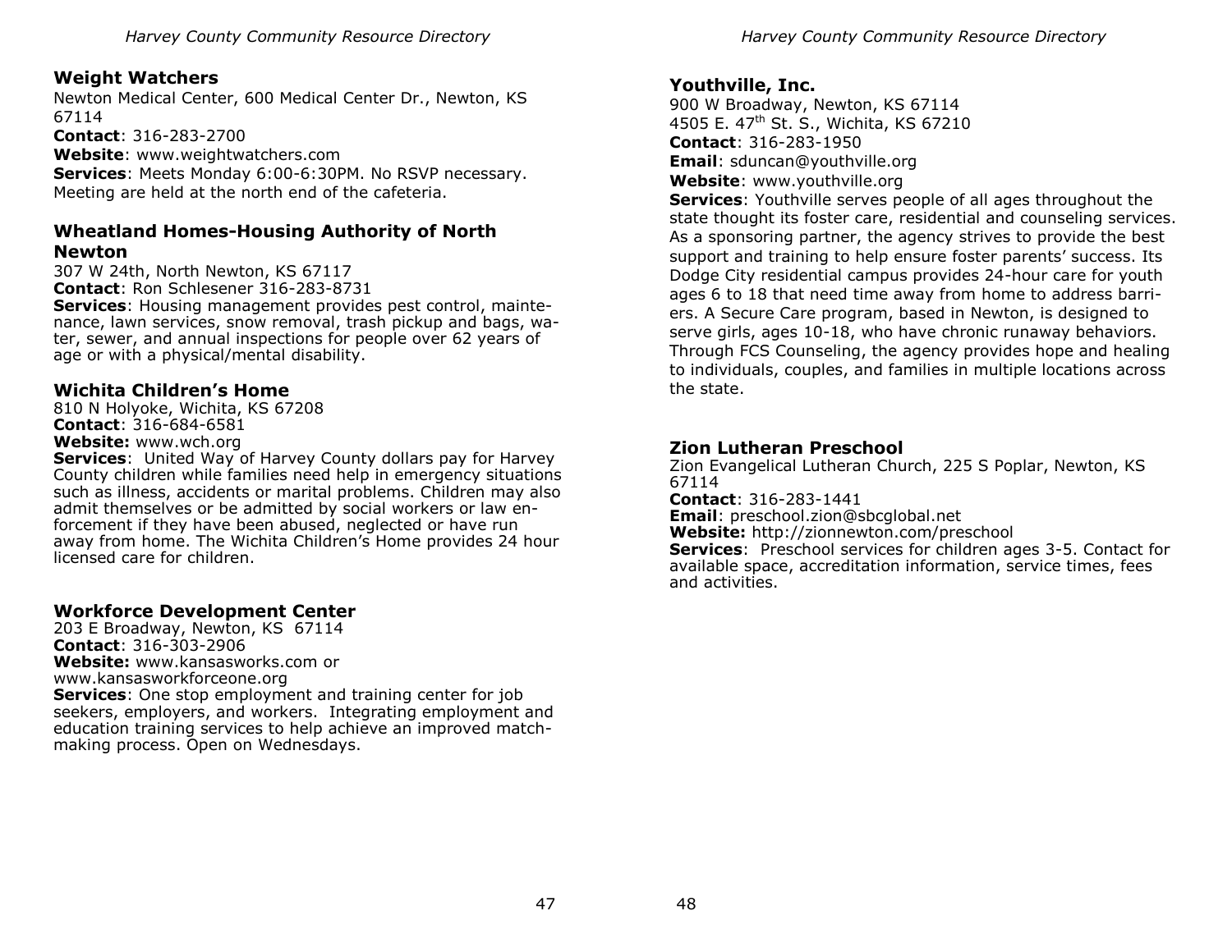## Weight Watchers

Newton Medical Center, 600 Medical Center Dr., Newton, KS 67114
**Contact**: 316-283-2700
**Website**: www.weightwatchers.com
**Services**: Meets Monday 6:00-6:30PM. No RSVP necessary. Meeting are held at the north end of the cafeteria.

## Wheatland Homes-Housing Authority of North Newton

307 W 24th, North Newton, KS 67117
**Contact**: Ron Schlesener 316-283-8731
**Services**: Housing management provides pest control, maintenance, lawn services, snow removal, trash pickup and bags, water, sewer, and annual inspections for people over 62 years of age or with a physical/mental disability.

## Wichita Children's Home

810 N Holyoke, Wichita, KS 67208
**Contact**: 316-684-6581
**Website:** www.wch.org
**Services**: United Way of Harvey County dollars pay for Harvey County children while families need help in emergency situations such as illness, accidents or marital problems. Children may also admit themselves or be admitted by social workers or law enforcement if they have been abused, neglected or have run away from home. The Wichita Children's Home provides 24 hour licensed care for children.

## Workforce Development Center

203 E Broadway, Newton, KS 67114
**Contact**: 316-303-2906
**Website:** www.kansasworks.com or www.kansasworkforceone.org
**Services**: One stop employment and training center for job seekers, employers, and workers. Integrating employment and education training services to help achieve an improved matchmaking process. Open on Wednesdays.

## Youthville, Inc.

900 W Broadway, Newton, KS 67114
4505 E. 47th St. S., Wichita, KS 67210
**Contact**: 316-283-1950
**Email**: sduncan@youthville.org
**Website**: www.youthville.org
**Services**: Youthville serves people of all ages throughout the state thought its foster care, residential and counseling services. As a sponsoring partner, the agency strives to provide the best support and training to help ensure foster parents' success. Its Dodge City residential campus provides 24-hour care for youth ages 6 to 18 that need time away from home to address barriers. A Secure Care program, based in Newton, is designed to serve girls, ages 10-18, who have chronic runaway behaviors. Through FCS Counseling, the agency provides hope and healing to individuals, couples, and families in multiple locations across the state.

## Zion Lutheran Preschool

Zion Evangelical Lutheran Church, 225 S Poplar, Newton, KS 67114
**Contact**: 316-283-1441
**Email**: preschool.zion@sbcglobal.net
**Website:** http://zionnewton.com/preschool
**Services**: Preschool services for children ages 3-5. Contact for available space, accreditation information, service times, fees and activities.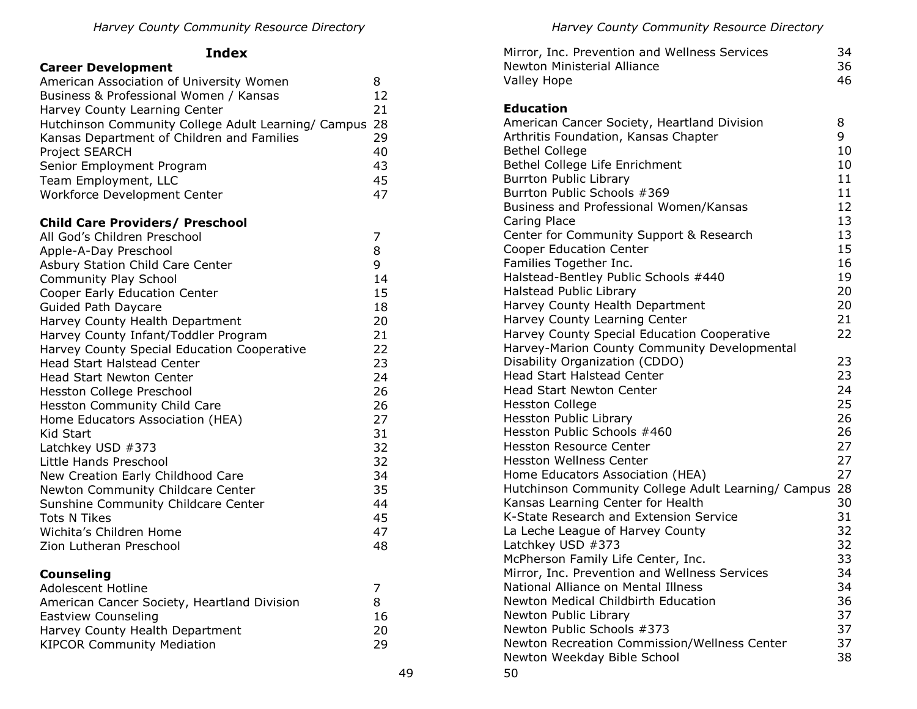## Index

**Career Development**

| | |
|---|---|
| American Association of University Women | 8 |
| Business & Professional Women / Kansas | 12 |
| Harvey County Learning Center | 21 |
| Hutchinson Community College Adult Learning/ Campus | 28 |
| Kansas Department of Children and Families | 29 |
| Project SEARCH | 40 |
| Senior Employment Program | 43 |
| Team Employment, LLC | 45 |
| Workforce Development Center | 47 |

**Child Care Providers/ Preschool**

| | |
|---|---|
| All God's Children Preschool | 7 |
| Apple-A-Day Preschool | 8 |
| Asbury Station Child Care Center | 9 |
| Community Play School | 14 |
| Cooper Early Education Center | 15 |
| Guided Path Daycare | 18 |
| Harvey County Health Department | 20 |
| Harvey County Infant/Toddler Program | 21 |
| Harvey County Special Education Cooperative | 22 |
| Head Start Halstead Center | 23 |
| Head Start Newton Center | 24 |
| Hesston College Preschool | 26 |
| Hesston Community Child Care | 26 |
| Home Educators Association (HEA) | 27 |
| Kid Start | 31 |
| Latchkey USD #373 | 32 |
| Little Hands Preschool | 32 |
| New Creation Early Childhood Care | 34 |
| Newton Community Childcare Center | 35 |
| Sunshine Community Childcare Center | 44 |
| Tots N Tikes | 45 |
| Wichita's Children Home | 47 |
| Zion Lutheran Preschool | 48 |

**Counseling**

| | |
|---|---|
| Adolescent Hotline | 7 |
| American Cancer Society, Heartland Division | 8 |
| Eastview Counseling | 16 |
| Harvey County Health Department | 20 |
| KIPCOR Community Mediation | 29 |
| Mirror, Inc. Prevention and Wellness Services | 34 |
| Newton Ministerial Alliance | 36 |
| Valley Hope | 46 |

**Education**

| | |
|---|---|
| American Cancer Society, Heartland Division | 8 |
| Arthritis Foundation, Kansas Chapter | 9 |
| Bethel College | 10 |
| Bethel College Life Enrichment | 10 |
| Burrton Public Library | 11 |
| Burrton Public Schools #369 | 11 |
| Business and Professional Women/Kansas | 12 |
| Caring Place | 13 |
| Center for Community Support & Research | 13 |
| Cooper Education Center | 15 |
| Families Together Inc. | 16 |
| Halstead-Bentley Public Schools #440 | 19 |
| Halstead Public Library | 20 |
| Harvey County Health Department | 20 |
| Harvey County Learning Center | 21 |
| Harvey County Special Education Cooperative | 22 |
| Harvey-Marion County Community Developmental Disability Organization (CDDO) | 23 |
| Head Start Halstead Center | 23 |
| Head Start Newton Center | 24 |
| Hesston College | 25 |
| Hesston Public Library | 26 |
| Hesston Public Schools #460 | 26 |
| Hesston Resource Center | 27 |
| Hesston Wellness Center | 27 |
| Home Educators Association (HEA) | 27 |
| Hutchinson Community College Adult Learning/ Campus | 28 |
| Kansas Learning Center for Health | 30 |
| K-State Research and Extension Service | 31 |
| La Leche League of Harvey County | 32 |
| Latchkey USD #373 | 32 |
| McPherson Family Life Center, Inc. | 33 |
| Mirror, Inc. Prevention and Wellness Services | 34 |
| National Alliance on Mental Illness | 34 |
| Newton Medical Childbirth Education | 36 |
| Newton Public Library | 37 |
| Newton Public Schools #373 | 37 |
| Newton Recreation Commission/Wellness Center | 37 |
| Newton Weekday Bible School | 38 |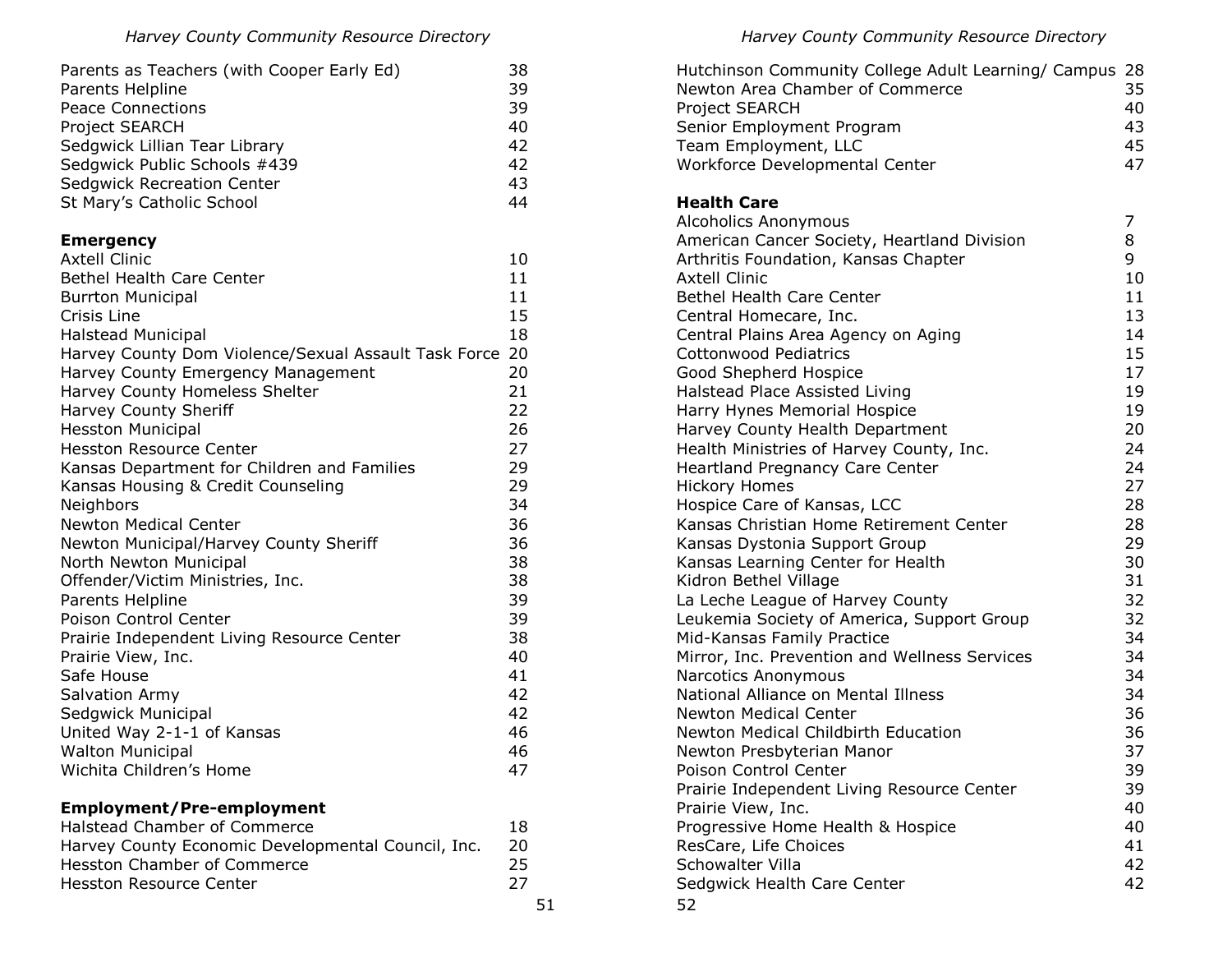| | |
|---|---|
| Parents as Teachers (with Cooper Early Ed) | 38 |
| Parents Helpline | 39 |
| Peace Connections | 39 |
| Project SEARCH | 40 |
| Sedgwick Lillian Tear Library | 42 |
| Sedgwick Public Schools #439 | 42 |
| Sedgwick Recreation Center | 43 |
| St Mary's Catholic School | 44 |

**Emergency**

| | |
|---|---|
| Axtell Clinic | 10 |
| Bethel Health Care Center | 11 |
| Burrton Municipal | 11 |
| Crisis Line | 15 |
| Halstead Municipal | 18 |
| Harvey County Dom Violence/Sexual Assault Task Force | 20 |
| Harvey County Emergency Management | 20 |
| Harvey County Homeless Shelter | 21 |
| Harvey County Sheriff | 22 |
| Hesston Municipal | 26 |
| Hesston Resource Center | 27 |
| Kansas Department for Children and Families | 29 |
| Kansas Housing & Credit Counseling | 29 |
| Neighbors | 34 |
| Newton Medical Center | 36 |
| Newton Municipal/Harvey County Sheriff | 36 |
| North Newton Municipal | 38 |
| Offender/Victim Ministries, Inc. | 38 |
| Parents Helpline | 39 |
| Poison Control Center | 39 |
| Prairie Independent Living Resource Center | 38 |
| Prairie View, Inc. | 40 |
| Safe House | 41 |
| Salvation Army | 42 |
| Sedgwick Municipal | 42 |
| United Way 2-1-1 of Kansas | 46 |
| Walton Municipal | 46 |
| Wichita Children's Home | 47 |

**Employment/Pre-employment**

| | |
|---|---|
| Halstead Chamber of Commerce | 18 |
| Harvey County Economic Developmental Council, Inc. | 20 |
| Hesston Chamber of Commerce | 25 |
| Hesston Resource Center | 27 |
| Hutchinson Community College Adult Learning/ Campus | 28 |
| Newton Area Chamber of Commerce | 35 |
| Project SEARCH | 40 |
| Senior Employment Program | 43 |
| Team Employment, LLC | 45 |
| Workforce Developmental Center | 47 |

**Health Care**

| | |
|---|---|
| Alcoholics Anonymous | 7 |
| American Cancer Society, Heartland Division | 8 |
| Arthritis Foundation, Kansas Chapter | 9 |
| Axtell Clinic | 10 |
| Bethel Health Care Center | 11 |
| Central Homecare, Inc. | 13 |
| Central Plains Area Agency on Aging | 14 |
| Cottonwood Pediatrics | 15 |
| Good Shepherd Hospice | 17 |
| Halstead Place Assisted Living | 19 |
| Harry Hynes Memorial Hospice | 19 |
| Harvey County Health Department | 20 |
| Health Ministries of Harvey County, Inc. | 24 |
| Heartland Pregnancy Care Center | 24 |
| Hickory Homes | 27 |
| Hospice Care of Kansas, LCC | 28 |
| Kansas Christian Home Retirement Center | 28 |
| Kansas Dystonia Support Group | 29 |
| Kansas Learning Center for Health | 30 |
| Kidron Bethel Village | 31 |
| La Leche League of Harvey County | 32 |
| Leukemia Society of America, Support Group | 32 |
| Mid-Kansas Family Practice | 34 |
| Mirror, Inc. Prevention and Wellness Services | 34 |
| Narcotics Anonymous | 34 |
| National Alliance on Mental Illness | 34 |
| Newton Medical Center | 36 |
| Newton Medical Childbirth Education | 36 |
| Newton Presbyterian Manor | 37 |
| Poison Control Center | 39 |
| Prairie Independent Living Resource Center | 39 |
| Prairie View, Inc. | 40 |
| Progressive Home Health & Hospice | 40 |
| ResCare, Life Choices | 41 |
| Schowalter Villa | 42 |
| Sedgwick Health Care Center | 42 |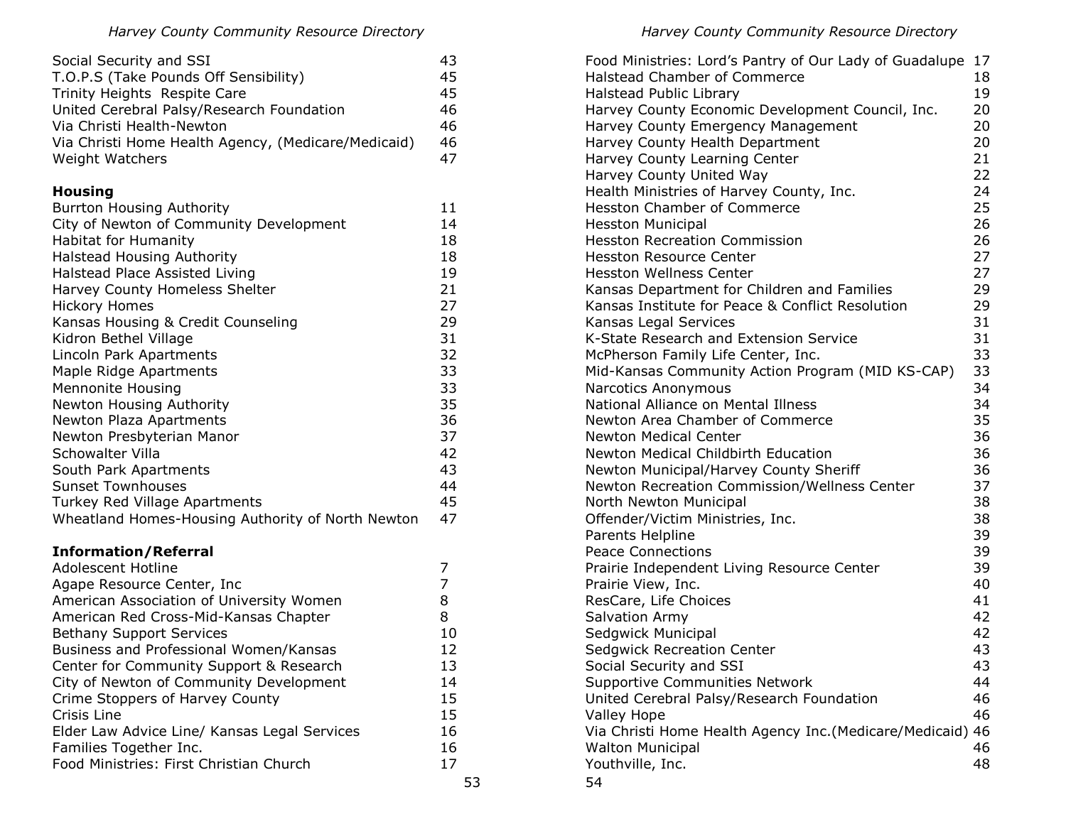| | |
|---|---|
| Social Security and SSI | 43 |
| T.O.P.S (Take Pounds Off Sensibility) | 45 |
| Trinity Heights Respite Care | 45 |
| United Cerebral Palsy/Research Foundation | 46 |
| Via Christi Health-Newton | 46 |
| Via Christi Home Health Agency, (Medicare/Medicaid) | 46 |
| Weight Watchers | 47 |

**Housing**

| | |
|---|---|
| Burrton Housing Authority | 11 |
| City of Newton of Community Development | 14 |
| Habitat for Humanity | 18 |
| Halstead Housing Authority | 18 |
| Halstead Place Assisted Living | 19 |
| Harvey County Homeless Shelter | 21 |
| Hickory Homes | 27 |
| Kansas Housing & Credit Counseling | 29 |
| Kidron Bethel Village | 31 |
| Lincoln Park Apartments | 32 |
| Maple Ridge Apartments | 33 |
| Mennonite Housing | 33 |
| Newton Housing Authority | 35 |
| Newton Plaza Apartments | 36 |
| Newton Presbyterian Manor | 37 |
| Schowalter Villa | 42 |
| South Park Apartments | 43 |
| Sunset Townhouses | 44 |
| Turkey Red Village Apartments | 45 |
| Wheatland Homes-Housing Authority of North Newton | 47 |

**Information/Referral**

| | |
|---|---|
| Adolescent Hotline | 7 |
| Agape Resource Center, Inc | 7 |
| American Association of University Women | 8 |
| American Red Cross-Mid-Kansas Chapter | 8 |
| Bethany Support Services | 10 |
| Business and Professional Women/Kansas | 12 |
| Center for Community Support & Research | 13 |
| City of Newton of Community Development | 14 |
| Crime Stoppers of Harvey County | 15 |
| Crisis Line | 15 |
| Elder Law Advice Line/ Kansas Legal Services | 16 |
| Families Together Inc. | 16 |
| Food Ministries: First Christian Church | 17 |
| Food Ministries: Lord's Pantry of Our Lady of Guadalupe | 17 |
| Halstead Chamber of Commerce | 18 |
| Halstead Public Library | 19 |
| Harvey County Economic Development Council, Inc. | 20 |
| Harvey County Emergency Management | 20 |
| Harvey County Health Department | 20 |
| Harvey County Learning Center | 21 |
| Harvey County United Way | 22 |
| Health Ministries of Harvey County, Inc. | 24 |
| Hesston Chamber of Commerce | 25 |
| Hesston Municipal | 26 |
| Hesston Recreation Commission | 26 |
| Hesston Resource Center | 27 |
| Hesston Wellness Center | 27 |
| Kansas Department for Children and Families | 29 |
| Kansas Institute for Peace & Conflict Resolution | 29 |
| Kansas Legal Services | 31 |
| K-State Research and Extension Service | 31 |
| McPherson Family Life Center, Inc. | 33 |
| Mid-Kansas Community Action Program (MID KS-CAP) | 33 |
| Narcotics Anonymous | 34 |
| National Alliance on Mental Illness | 34 |
| Newton Area Chamber of Commerce | 35 |
| Newton Medical Center | 36 |
| Newton Medical Childbirth Education | 36 |
| Newton Municipal/Harvey County Sheriff | 36 |
| Newton Recreation Commission/Wellness Center | 37 |
| North Newton Municipal | 38 |
| Offender/Victim Ministries, Inc. | 38 |
| Parents Helpline | 39 |
| Peace Connections | 39 |
| Prairie Independent Living Resource Center | 39 |
| Prairie View, Inc. | 40 |
| ResCare, Life Choices | 41 |
| Salvation Army | 42 |
| Sedgwick Municipal | 42 |
| Sedgwick Recreation Center | 43 |
| Social Security and SSI | 43 |
| Supportive Communities Network | 44 |
| United Cerebral Palsy/Research Foundation | 46 |
| Valley Hope | 46 |
| Via Christi Home Health Agency Inc.(Medicare/Medicaid) | 46 |
| Walton Municipal | 46 |
| Youthville, Inc. | 48 |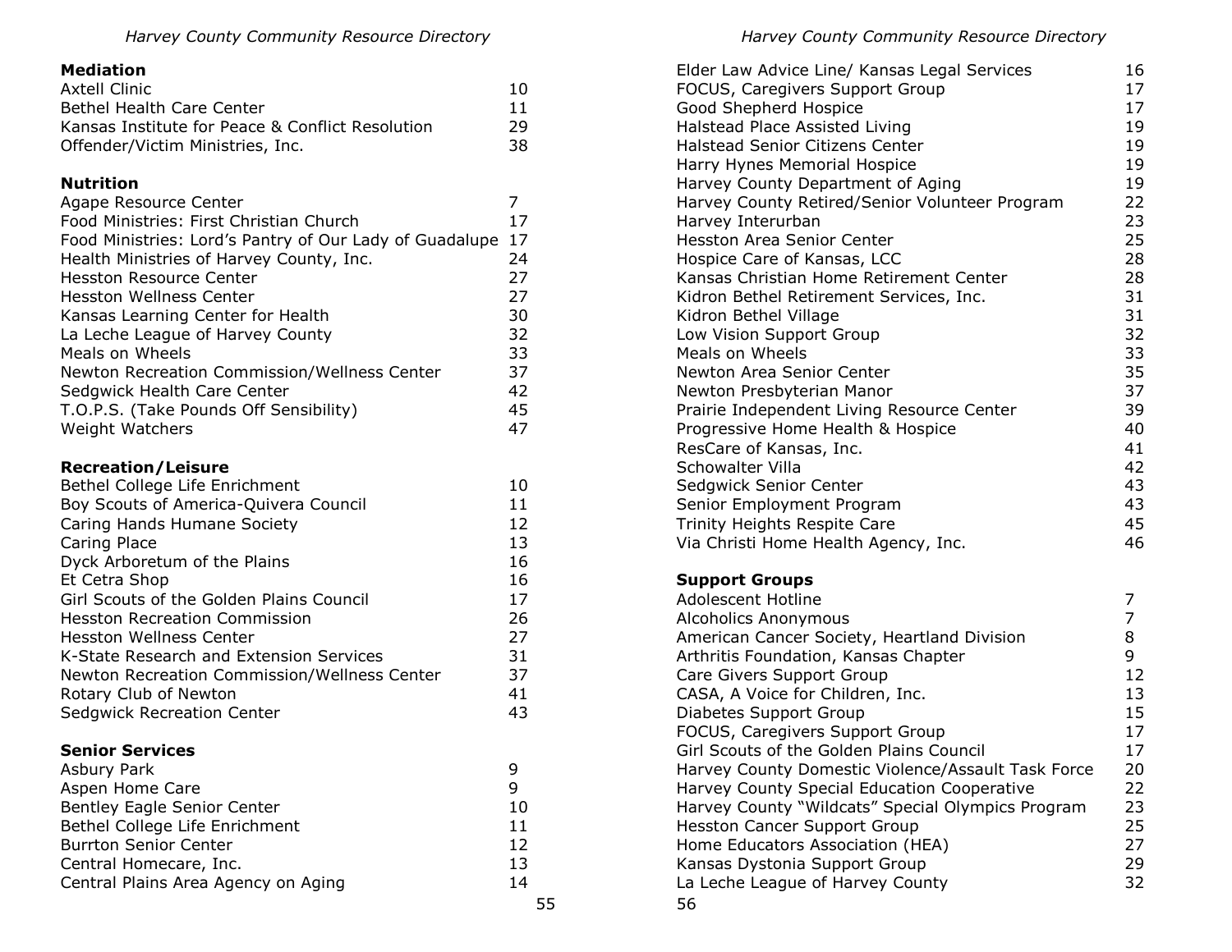**Mediation**

| | |
|---|---|
| Axtell Clinic | 10 |
| Bethel Health Care Center | 11 |
| Kansas Institute for Peace & Conflict Resolution | 29 |
| Offender/Victim Ministries, Inc. | 38 |

**Nutrition**

| | |
|---|---|
| Agape Resource Center | 7 |
| Food Ministries: First Christian Church | 17 |
| Food Ministries: Lord's Pantry of Our Lady of Guadalupe | 17 |
| Health Ministries of Harvey County, Inc. | 24 |
| Hesston Resource Center | 27 |
| Hesston Wellness Center | 27 |
| Kansas Learning Center for Health | 30 |
| La Leche League of Harvey County | 32 |
| Meals on Wheels | 33 |
| Newton Recreation Commission/Wellness Center | 37 |
| Sedgwick Health Care Center | 42 |
| T.O.P.S. (Take Pounds Off Sensibility) | 45 |
| Weight Watchers | 47 |

**Recreation/Leisure**

| | |
|---|---|
| Bethel College Life Enrichment | 10 |
| Boy Scouts of America-Quivera Council | 11 |
| Caring Hands Humane Society | 12 |
| Caring Place | 13 |
| Dyck Arboretum of the Plains | 16 |
| Et Cetra Shop | 16 |
| Girl Scouts of the Golden Plains Council | 17 |
| Hesston Recreation Commission | 26 |
| Hesston Wellness Center | 27 |
| K-State Research and Extension Services | 31 |
| Newton Recreation Commission/Wellness Center | 37 |
| Rotary Club of Newton | 41 |
| Sedgwick Recreation Center | 43 |

**Senior Services**

| | |
|---|---|
| Asbury Park | 9 |
| Aspen Home Care | 9 |
| Bentley Eagle Senior Center | 10 |
| Bethel College Life Enrichment | 11 |
| Burrton Senior Center | 12 |
| Central Homecare, Inc. | 13 |
| Central Plains Area Agency on Aging | 14 |
| Elder Law Advice Line/ Kansas Legal Services | 16 |
| FOCUS, Caregivers Support Group | 17 |
| Good Shepherd Hospice | 17 |
| Halstead Place Assisted Living | 19 |
| Halstead Senior Citizens Center | 19 |
| Harry Hynes Memorial Hospice | 19 |
| Harvey County Department of Aging | 19 |
| Harvey County Retired/Senior Volunteer Program | 22 |
| Harvey Interurban | 23 |
| Hesston Area Senior Center | 25 |
| Hospice Care of Kansas, LCC | 28 |
| Kansas Christian Home Retirement Center | 28 |
| Kidron Bethel Retirement Services, Inc. | 31 |
| Kidron Bethel Village | 31 |
| Low Vision Support Group | 32 |
| Meals on Wheels | 33 |
| Newton Area Senior Center | 35 |
| Newton Presbyterian Manor | 37 |
| Prairie Independent Living Resource Center | 39 |
| Progressive Home Health & Hospice | 40 |
| ResCare of Kansas, Inc. | 41 |
| Schowalter Villa | 42 |
| Sedgwick Senior Center | 43 |
| Senior Employment Program | 43 |
| Trinity Heights Respite Care | 45 |
| Via Christi Home Health Agency, Inc. | 46 |

**Support Groups**

| | |
|---|---|
| Adolescent Hotline | 7 |
| Alcoholics Anonymous | 7 |
| American Cancer Society, Heartland Division | 8 |
| Arthritis Foundation, Kansas Chapter | 9 |
| Care Givers Support Group | 12 |
| CASA, A Voice for Children, Inc. | 13 |
| Diabetes Support Group | 15 |
| FOCUS, Caregivers Support Group | 17 |
| Girl Scouts of the Golden Plains Council | 17 |
| Harvey County Domestic Violence/Assault Task Force | 20 |
| Harvey County Special Education Cooperative | 22 |
| Harvey County "Wildcats" Special Olympics Program | 23 |
| Hesston Cancer Support Group | 25 |
| Home Educators Association (HEA) | 27 |
| Kansas Dystonia Support Group | 29 |
| La Leche League of Harvey County | 32 |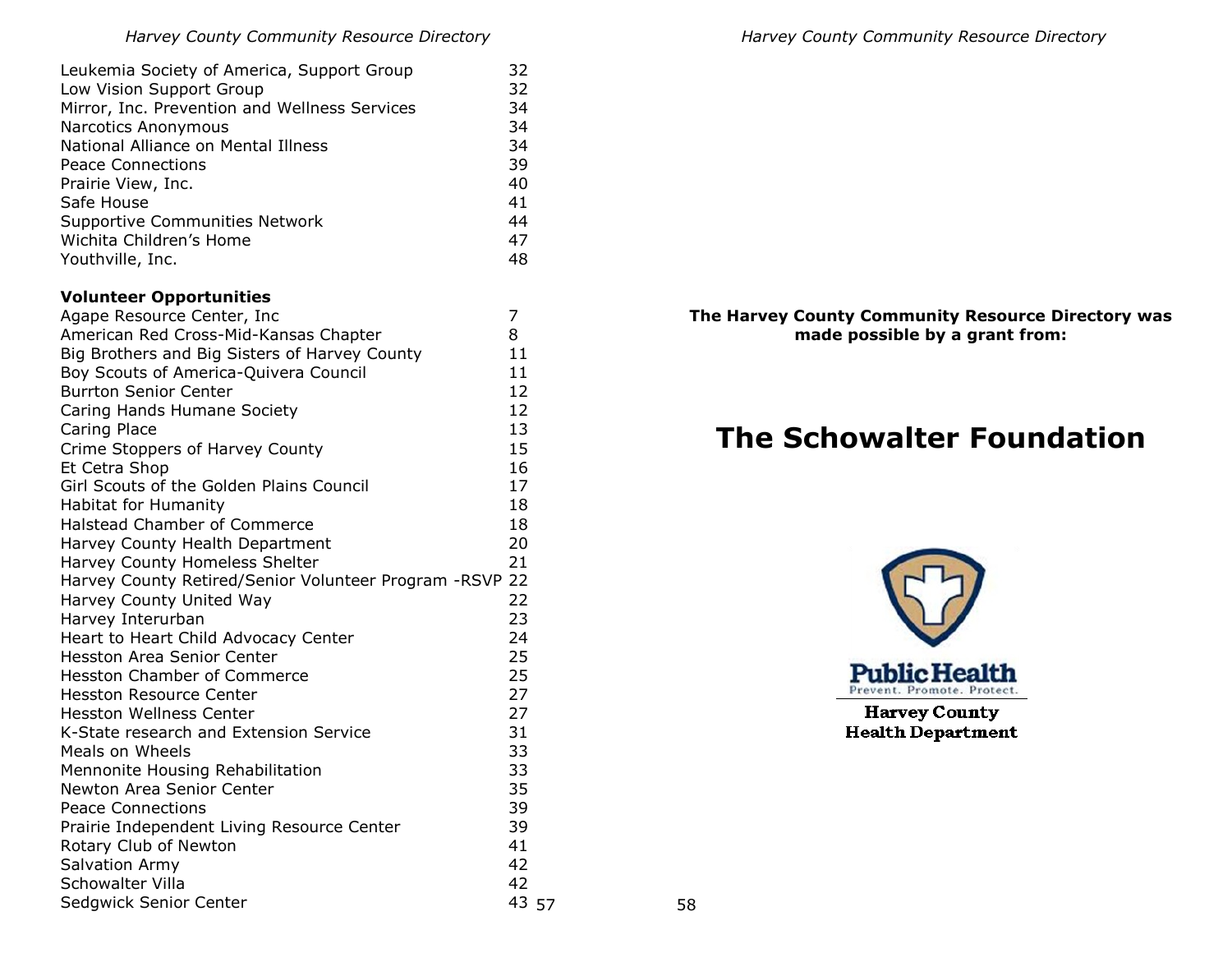| | |
|---|---|
| Leukemia Society of America, Support Group | 32 |
| Low Vision Support Group | 32 |
| Mirror, Inc. Prevention and Wellness Services | 34 |
| Narcotics Anonymous | 34 |
| National Alliance on Mental Illness | 34 |
| Peace Connections | 39 |
| Prairie View, Inc. | 40 |
| Safe House | 41 |
| Supportive Communities Network | 44 |
| Wichita Children's Home | 47 |
| Youthville, Inc. | 48 |

**Volunteer Opportunities**

| | |
|---|---|
| Agape Resource Center, Inc | 7 |
| American Red Cross-Mid-Kansas Chapter | 8 |
| Big Brothers and Big Sisters of Harvey County | 11 |
| Boy Scouts of America-Quivera Council | 11 |
| Burrton Senior Center | 12 |
| Caring Hands Humane Society | 12 |
| Caring Place | 13 |
| Crime Stoppers of Harvey County | 15 |
| Et Cetra Shop | 16 |
| Girl Scouts of the Golden Plains Council | 17 |
| Habitat for Humanity | 18 |
| Halstead Chamber of Commerce | 18 |
| Harvey County Health Department | 20 |
| Harvey County Homeless Shelter | 21 |
| Harvey County Retired/Senior Volunteer Program -RSVP | 22 |
| Harvey County United Way | 22 |
| Harvey Interurban | 23 |
| Heart to Heart Child Advocacy Center | 24 |
| Hesston Area Senior Center | 25 |
| Hesston Chamber of Commerce | 25 |
| Hesston Resource Center | 27 |
| Hesston Wellness Center | 27 |
| K-State research and Extension Service | 31 |
| Meals on Wheels | 33 |
| Mennonite Housing Rehabilitation | 33 |
| Newton Area Senior Center | 35 |
| Peace Connections | 39 |
| Prairie Independent Living Resource Center | 39 |
| Rotary Club of Newton | 41 |
| Salvation Army | 42 |
| Schowalter Villa | 42 |
| Sedgwick Senior Center | 43 |

**The Harvey County Community Resource Directory was made possible by a grant from:**

# The Schowalter Foundation

Public Health
Prevent. Promote. Protect.
Harvey County
Health Department